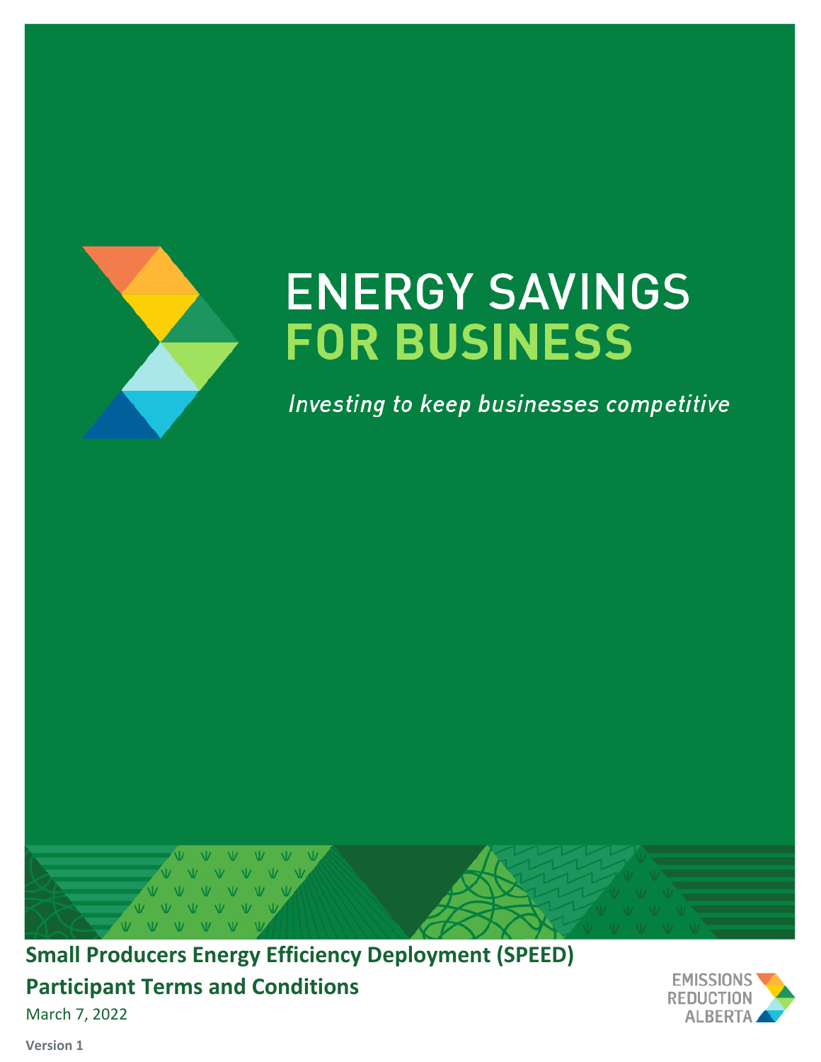# ENERGY SAVINGS FOR BUSINESS

*Investing to keep businesses competitive*

## Small Producers Energy Efficiency Deployment (SPEED)

## Participant Terms and Conditions

March 7, 2022

EMISSIONS REDUCTION ALBERTA

**Version 1**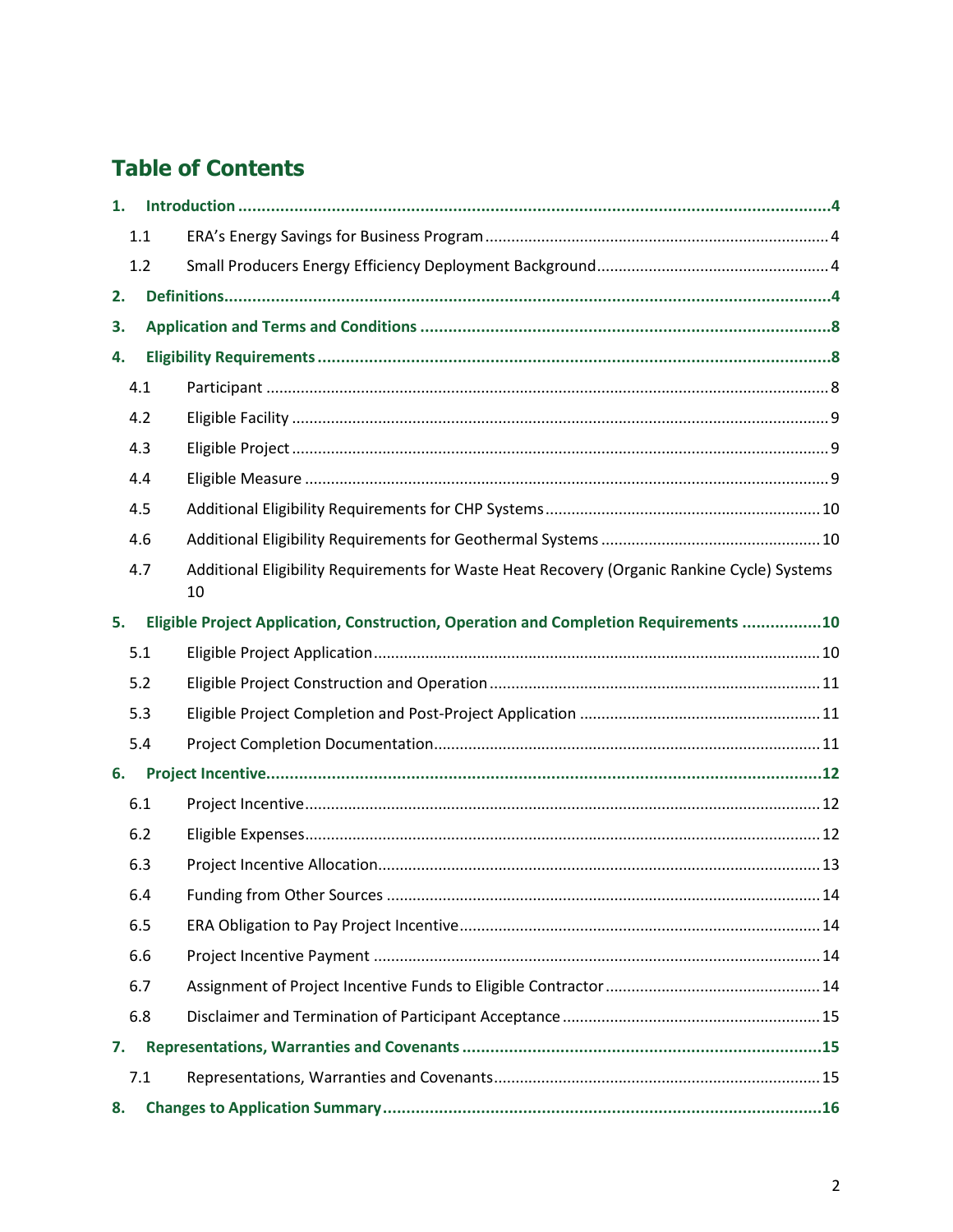# Table of Contents

**1. Introduction** ..... 4

- 1.1 ERA's Energy Savings for Business Program ..... 4
- 1.2 Small Producers Energy Efficiency Deployment Background ..... 4

**2. Definitions** ..... 4

**3. Application and Terms and Conditions** ..... 8

**4. Eligibility Requirements** ..... 8

- 4.1 Participant ..... 8
- 4.2 Eligible Facility ..... 9
- 4.3 Eligible Project ..... 9
- 4.4 Eligible Measure ..... 9
- 4.5 Additional Eligibility Requirements for CHP Systems ..... 10
- 4.6 Additional Eligibility Requirements for Geothermal Systems ..... 10
- 4.7 Additional Eligibility Requirements for Waste Heat Recovery (Organic Rankine Cycle) Systems ..... 10

**5. Eligible Project Application, Construction, Operation and Completion Requirements** ..... 10

- 5.1 Eligible Project Application ..... 10
- 5.2 Eligible Project Construction and Operation ..... 11
- 5.3 Eligible Project Completion and Post-Project Application ..... 11
- 5.4 Project Completion Documentation ..... 11

**6. Project Incentive** ..... 12

- 6.1 Project Incentive ..... 12
- 6.2 Eligible Expenses ..... 12
- 6.3 Project Incentive Allocation ..... 13
- 6.4 Funding from Other Sources ..... 14
- 6.5 ERA Obligation to Pay Project Incentive ..... 14
- 6.6 Project Incentive Payment ..... 14
- 6.7 Assignment of Project Incentive Funds to Eligible Contractor ..... 14
- 6.8 Disclaimer and Termination of Participant Acceptance ..... 15

**7. Representations, Warranties and Covenants** ..... 15

- 7.1 Representations, Warranties and Covenants ..... 15

**8. Changes to Application Summary** ..... 16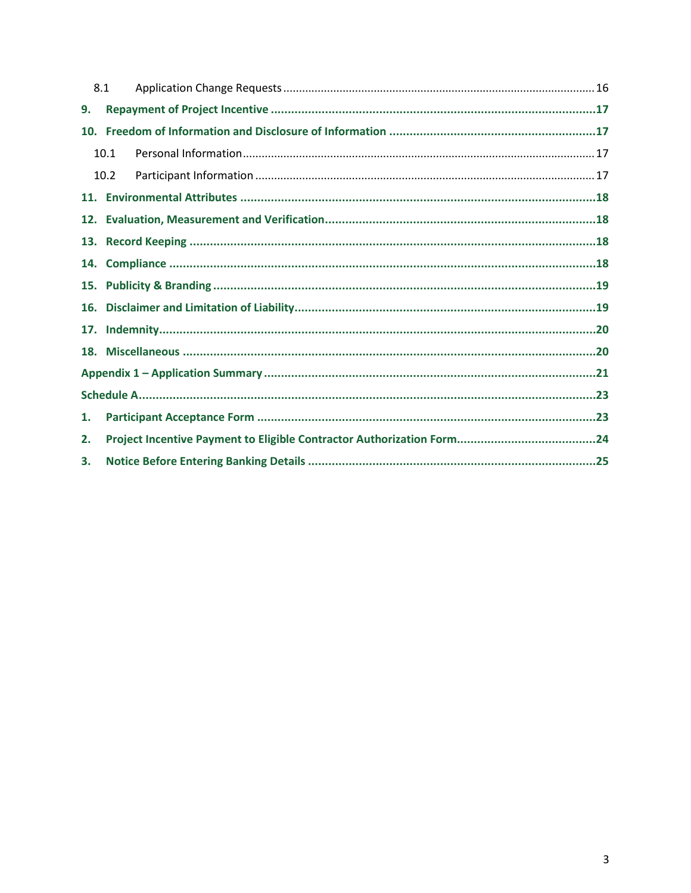8.1 Application Change Requests ..... 16

**9. Repayment of Project Incentive ..... 17**

**10. Freedom of Information and Disclosure of Information ..... 17**

10.1 Personal Information ..... 17

10.2 Participant Information ..... 17

**11. Environmental Attributes ..... 18**

**12. Evaluation, Measurement and Verification ..... 18**

**13. Record Keeping ..... 18**

**14. Compliance ..... 18**

**15. Publicity & Branding ..... 19**

**16. Disclaimer and Limitation of Liability ..... 19**

**17. Indemnity ..... 20**

**18. Miscellaneous ..... 20**

**Appendix 1 – Application Summary ..... 21**

**Schedule A ..... 23**

**1. Participant Acceptance Form ..... 23**

**2. Project Incentive Payment to Eligible Contractor Authorization Form ..... 24**

**3. Notice Before Entering Banking Details ..... 25**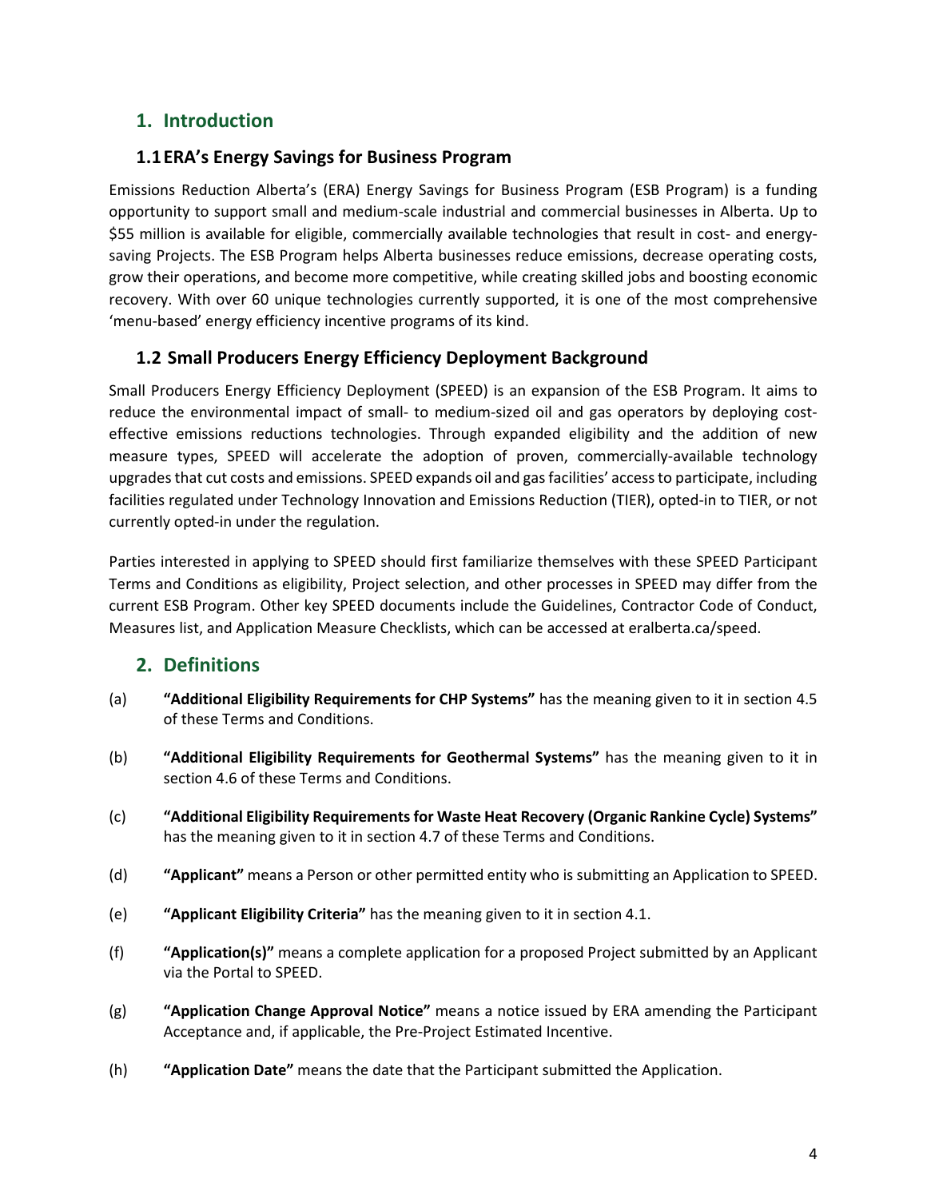# 1. Introduction

## 1.1 ERA's Energy Savings for Business Program

Emissions Reduction Alberta's (ERA) Energy Savings for Business Program (ESB Program) is a funding opportunity to support small and medium-scale industrial and commercial businesses in Alberta. Up to $55 million is available for eligible, commercially available technologies that result in cost- and energy-saving Projects. The ESB Program helps Alberta businesses reduce emissions, decrease operating costs, grow their operations, and become more competitive, while creating skilled jobs and boosting economic recovery. With over 60 unique technologies currently supported, it is one of the most comprehensive 'menu-based' energy efficiency incentive programs of its kind.

## 1.2 Small Producers Energy Efficiency Deployment Background

Small Producers Energy Efficiency Deployment (SPEED) is an expansion of the ESB Program. It aims to reduce the environmental impact of small- to medium-sized oil and gas operators by deploying cost-effective emissions reductions technologies. Through expanded eligibility and the addition of new measure types, SPEED will accelerate the adoption of proven, commercially-available technology upgrades that cut costs and emissions. SPEED expands oil and gas facilities' access to participate, including facilities regulated under Technology Innovation and Emissions Reduction (TIER), opted-in to TIER, or not currently opted-in under the regulation.

Parties interested in applying to SPEED should first familiarize themselves with these SPEED Participant Terms and Conditions as eligibility, Project selection, and other processes in SPEED may differ from the current ESB Program. Other key SPEED documents include the Guidelines, Contractor Code of Conduct, Measures list, and Application Measure Checklists, which can be accessed at eralberta.ca/speed.

# 2. Definitions

(a) **"Additional Eligibility Requirements for CHP Systems"** has the meaning given to it in section 4.5 of these Terms and Conditions.

(b) **"Additional Eligibility Requirements for Geothermal Systems"** has the meaning given to it in section 4.6 of these Terms and Conditions.

(c) **"Additional Eligibility Requirements for Waste Heat Recovery (Organic Rankine Cycle) Systems"** has the meaning given to it in section 4.7 of these Terms and Conditions.

(d) **"Applicant"** means a Person or other permitted entity who is submitting an Application to SPEED.

(e) **"Applicant Eligibility Criteria"** has the meaning given to it in section 4.1.

(f) **"Application(s)"** means a complete application for a proposed Project submitted by an Applicant via the Portal to SPEED.

(g) **"Application Change Approval Notice"** means a notice issued by ERA amending the Participant Acceptance and, if applicable, the Pre-Project Estimated Incentive.

(h) **"Application Date"** means the date that the Participant submitted the Application.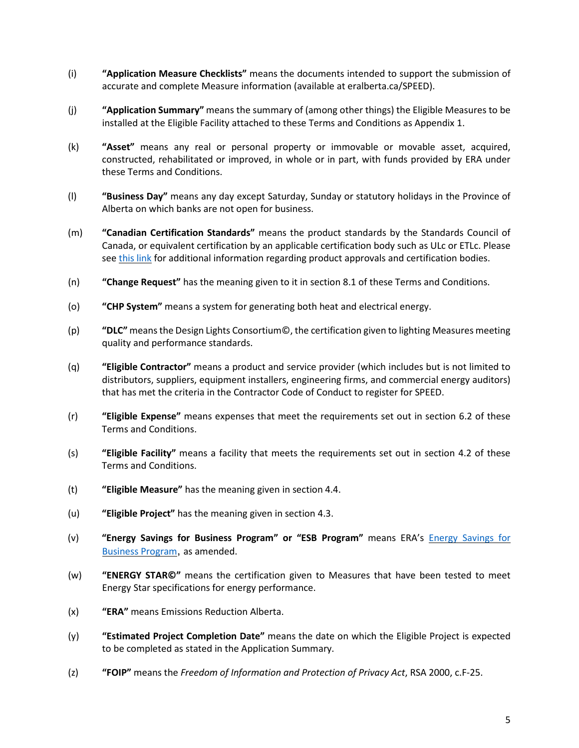(i) **"Application Measure Checklists"** means the documents intended to support the submission of accurate and complete Measure information (available at eralberta.ca/SPEED).

(j) **"Application Summary"** means the summary of (among other things) the Eligible Measures to be installed at the Eligible Facility attached to these Terms and Conditions as Appendix 1.

(k) **"Asset"** means any real or personal property or immovable or movable asset, acquired, constructed, rehabilitated or improved, in whole or in part, with funds provided by ERA under these Terms and Conditions.

(l) **"Business Day"** means any day except Saturday, Sunday or statutory holidays in the Province of Alberta on which banks are not open for business.

(m) **"Canadian Certification Standards"** means the product standards by the Standards Council of Canada, or equivalent certification by an applicable certification body such as ULc or ETLc. Please see this link for additional information regarding product approvals and certification bodies.

(n) **"Change Request"** has the meaning given to it in section 8.1 of these Terms and Conditions.

(o) **"CHP System"** means a system for generating both heat and electrical energy.

(p) **"DLC"** means the Design Lights Consortium©, the certification given to lighting Measures meeting quality and performance standards.

(q) **"Eligible Contractor"** means a product and service provider (which includes but is not limited to distributors, suppliers, equipment installers, engineering firms, and commercial energy auditors) that has met the criteria in the Contractor Code of Conduct to register for SPEED.

(r) **"Eligible Expense"** means expenses that meet the requirements set out in section 6.2 of these Terms and Conditions.

(s) **"Eligible Facility"** means a facility that meets the requirements set out in section 4.2 of these Terms and Conditions.

(t) **"Eligible Measure"** has the meaning given in section 4.4.

(u) **"Eligible Project"** has the meaning given in section 4.3.

(v) **"Energy Savings for Business Program" or "ESB Program"** means ERA's Energy Savings for Business Program, as amended.

(w) **"ENERGY STAR©"** means the certification given to Measures that have been tested to meet Energy Star specifications for energy performance.

(x) **"ERA"** means Emissions Reduction Alberta.

(y) **"Estimated Project Completion Date"** means the date on which the Eligible Project is expected to be completed as stated in the Application Summary.

(z) **"FOIP"** means the *Freedom of Information and Protection of Privacy Act*, RSA 2000, c.F-25.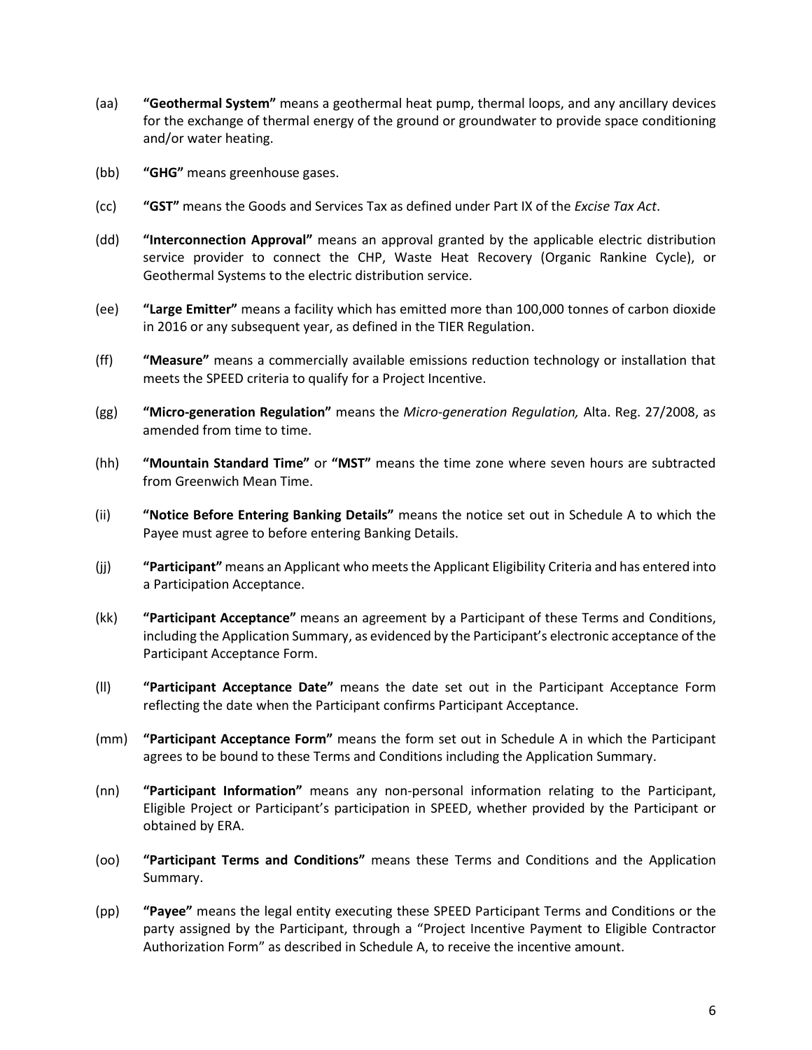(aa) **"Geothermal System"** means a geothermal heat pump, thermal loops, and any ancillary devices for the exchange of thermal energy of the ground or groundwater to provide space conditioning and/or water heating.

(bb) **"GHG"** means greenhouse gases.

(cc) **"GST"** means the Goods and Services Tax as defined under Part IX of the *Excise Tax Act*.

(dd) **"Interconnection Approval"** means an approval granted by the applicable electric distribution service provider to connect the CHP, Waste Heat Recovery (Organic Rankine Cycle), or Geothermal Systems to the electric distribution service.

(ee) **"Large Emitter"** means a facility which has emitted more than 100,000 tonnes of carbon dioxide in 2016 or any subsequent year, as defined in the TIER Regulation.

(ff) **"Measure"** means a commercially available emissions reduction technology or installation that meets the SPEED criteria to qualify for a Project Incentive.

(gg) **"Micro-generation Regulation"** means the *Micro-generation Regulation,* Alta. Reg. 27/2008, as amended from time to time.

(hh) **"Mountain Standard Time"** or **"MST"** means the time zone where seven hours are subtracted from Greenwich Mean Time.

(ii) **"Notice Before Entering Banking Details"** means the notice set out in Schedule A to which the Payee must agree to before entering Banking Details.

(jj) **"Participant"** means an Applicant who meets the Applicant Eligibility Criteria and has entered into a Participation Acceptance.

(kk) **"Participant Acceptance"** means an agreement by a Participant of these Terms and Conditions, including the Application Summary, as evidenced by the Participant's electronic acceptance of the Participant Acceptance Form.

(ll) **"Participant Acceptance Date"** means the date set out in the Participant Acceptance Form reflecting the date when the Participant confirms Participant Acceptance.

(mm) **"Participant Acceptance Form"** means the form set out in Schedule A in which the Participant agrees to be bound to these Terms and Conditions including the Application Summary.

(nn) **"Participant Information"** means any non-personal information relating to the Participant, Eligible Project or Participant's participation in SPEED, whether provided by the Participant or obtained by ERA.

(oo) **"Participant Terms and Conditions"** means these Terms and Conditions and the Application Summary.

(pp) **"Payee"** means the legal entity executing these SPEED Participant Terms and Conditions or the party assigned by the Participant, through a "Project Incentive Payment to Eligible Contractor Authorization Form" as described in Schedule A, to receive the incentive amount.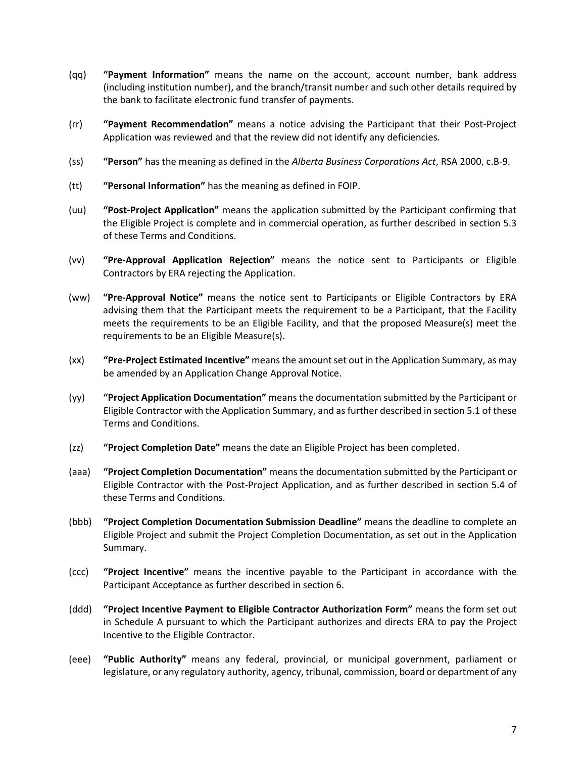(qq) **"Payment Information"** means the name on the account, account number, bank address (including institution number), and the branch/transit number and such other details required by the bank to facilitate electronic fund transfer of payments.

(rr) **"Payment Recommendation"** means a notice advising the Participant that their Post-Project Application was reviewed and that the review did not identify any deficiencies.

(ss) **"Person"** has the meaning as defined in the *Alberta Business Corporations Act*, RSA 2000, c.B-9.

(tt) **"Personal Information"** has the meaning as defined in FOIP.

(uu) **"Post-Project Application"** means the application submitted by the Participant confirming that the Eligible Project is complete and in commercial operation, as further described in section 5.3 of these Terms and Conditions.

(vv) **"Pre-Approval Application Rejection"** means the notice sent to Participants or Eligible Contractors by ERA rejecting the Application.

(ww) **"Pre-Approval Notice"** means the notice sent to Participants or Eligible Contractors by ERA advising them that the Participant meets the requirement to be a Participant, that the Facility meets the requirements to be an Eligible Facility, and that the proposed Measure(s) meet the requirements to be an Eligible Measure(s).

(xx) **"Pre-Project Estimated Incentive"** means the amount set out in the Application Summary, as may be amended by an Application Change Approval Notice.

(yy) **"Project Application Documentation"** means the documentation submitted by the Participant or Eligible Contractor with the Application Summary, and as further described in section 5.1 of these Terms and Conditions.

(zz) **"Project Completion Date"** means the date an Eligible Project has been completed.

(aaa) **"Project Completion Documentation"** means the documentation submitted by the Participant or Eligible Contractor with the Post-Project Application, and as further described in section 5.4 of these Terms and Conditions.

(bbb) **"Project Completion Documentation Submission Deadline"** means the deadline to complete an Eligible Project and submit the Project Completion Documentation, as set out in the Application Summary.

(ccc) **"Project Incentive"** means the incentive payable to the Participant in accordance with the Participant Acceptance as further described in section 6.

(ddd) **"Project Incentive Payment to Eligible Contractor Authorization Form"** means the form set out in Schedule A pursuant to which the Participant authorizes and directs ERA to pay the Project Incentive to the Eligible Contractor.

(eee) **"Public Authority"** means any federal, provincial, or municipal government, parliament or legislature, or any regulatory authority, agency, tribunal, commission, board or department of any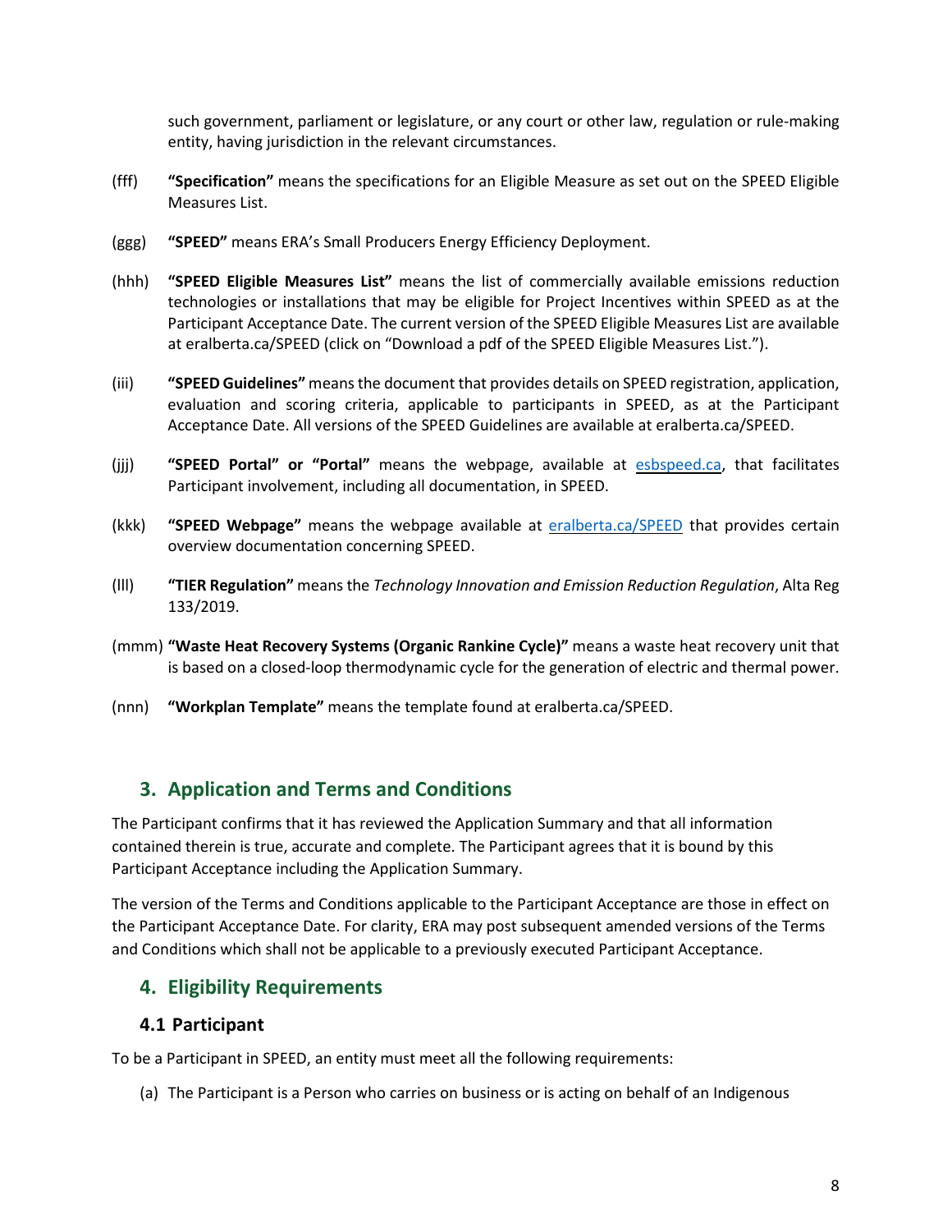such government, parliament or legislature, or any court or other law, regulation or rule-making entity, having jurisdiction in the relevant circumstances.

(fff) **"Specification"** means the specifications for an Eligible Measure as set out on the SPEED Eligible Measures List.

(ggg) **"SPEED"** means ERA's Small Producers Energy Efficiency Deployment.

(hhh) **"SPEED Eligible Measures List"** means the list of commercially available emissions reduction technologies or installations that may be eligible for Project Incentives within SPEED as at the Participant Acceptance Date. The current version of the SPEED Eligible Measures List are available at eralberta.ca/SPEED (click on "Download a pdf of the SPEED Eligible Measures List.").

(iii) **"SPEED Guidelines"** means the document that provides details on SPEED registration, application, evaluation and scoring criteria, applicable to participants in SPEED, as at the Participant Acceptance Date. All versions of the SPEED Guidelines are available at eralberta.ca/SPEED.

(jjj) **"SPEED Portal" or "Portal"** means the webpage, available at esbspeed.ca, that facilitates Participant involvement, including all documentation, in SPEED.

(kkk) **"SPEED Webpage"** means the webpage available at eralberta.ca/SPEED that provides certain overview documentation concerning SPEED.

(lll) **"TIER Regulation"** means the *Technology Innovation and Emission Reduction Regulation*, Alta Reg 133/2019.

(mmm) **"Waste Heat Recovery Systems (Organic Rankine Cycle)"** means a waste heat recovery unit that is based on a closed-loop thermodynamic cycle for the generation of electric and thermal power.

(nnn) **"Workplan Template"** means the template found at eralberta.ca/SPEED.

## 3. Application and Terms and Conditions

The Participant confirms that it has reviewed the Application Summary and that all information contained therein is true, accurate and complete. The Participant agrees that it is bound by this Participant Acceptance including the Application Summary.

The version of the Terms and Conditions applicable to the Participant Acceptance are those in effect on the Participant Acceptance Date. For clarity, ERA may post subsequent amended versions of the Terms and Conditions which shall not be applicable to a previously executed Participant Acceptance.

## 4. Eligibility Requirements

### 4.1 Participant

To be a Participant in SPEED, an entity must meet all the following requirements:

(a) The Participant is a Person who carries on business or is acting on behalf of an Indigenous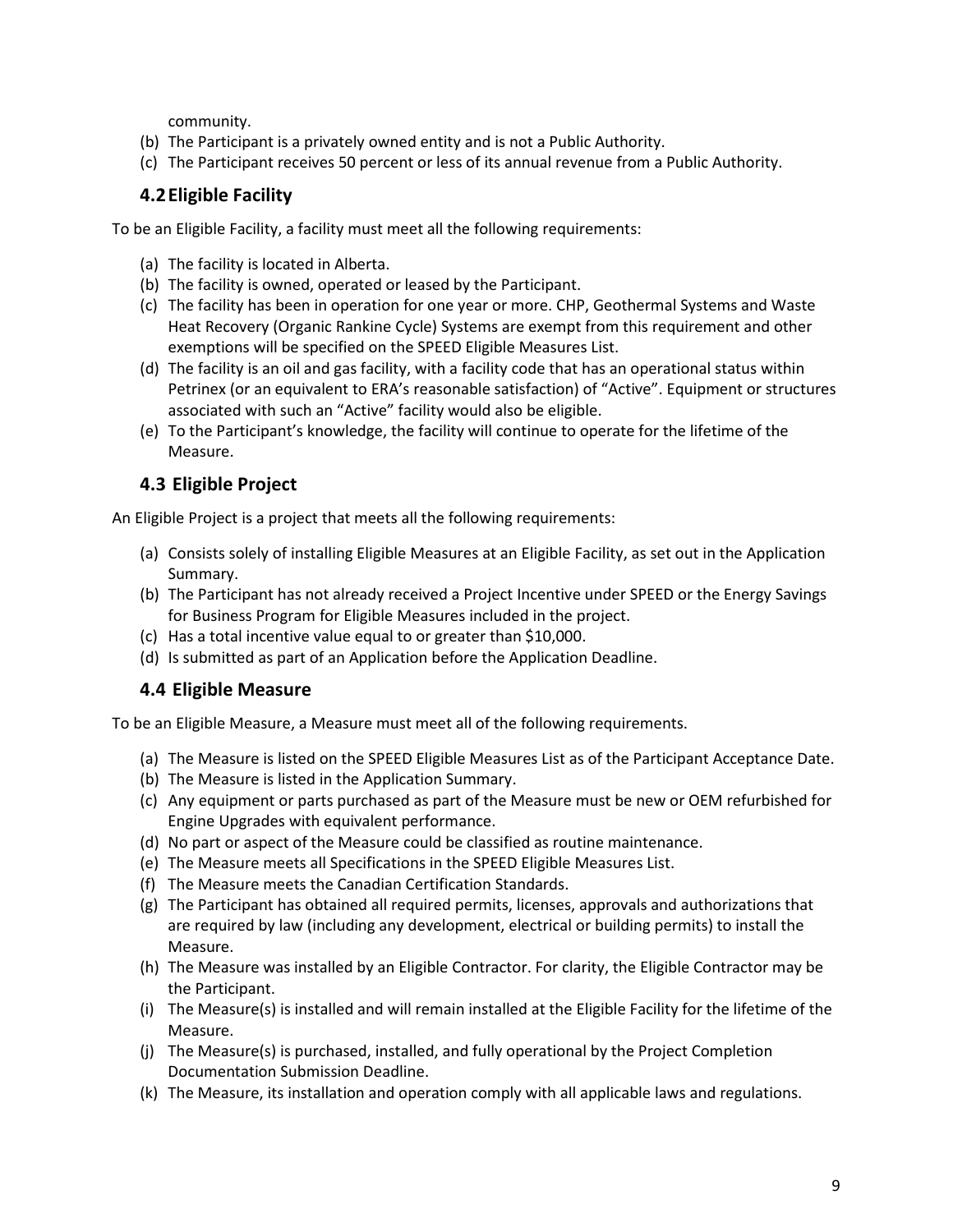community.

(b) The Participant is a privately owned entity and is not a Public Authority.
(c) The Participant receives 50 percent or less of its annual revenue from a Public Authority.

## 4.2 Eligible Facility

To be an Eligible Facility, a facility must meet all the following requirements:

(a) The facility is located in Alberta.
(b) The facility is owned, operated or leased by the Participant.
(c) The facility has been in operation for one year or more. CHP, Geothermal Systems and Waste Heat Recovery (Organic Rankine Cycle) Systems are exempt from this requirement and other exemptions will be specified on the SPEED Eligible Measures List.
(d) The facility is an oil and gas facility, with a facility code that has an operational status within Petrinex (or an equivalent to ERA's reasonable satisfaction) of "Active". Equipment or structures associated with such an "Active" facility would also be eligible.
(e) To the Participant's knowledge, the facility will continue to operate for the lifetime of the Measure.

## 4.3 Eligible Project

An Eligible Project is a project that meets all the following requirements:

(a) Consists solely of installing Eligible Measures at an Eligible Facility, as set out in the Application Summary.
(b) The Participant has not already received a Project Incentive under SPEED or the Energy Savings for Business Program for Eligible Measures included in the project.
(c) Has a total incentive value equal to or greater than $10,000.
(d) Is submitted as part of an Application before the Application Deadline.

## 4.4 Eligible Measure

To be an Eligible Measure, a Measure must meet all of the following requirements.

(a) The Measure is listed on the SPEED Eligible Measures List as of the Participant Acceptance Date.
(b) The Measure is listed in the Application Summary.
(c) Any equipment or parts purchased as part of the Measure must be new or OEM refurbished for Engine Upgrades with equivalent performance.
(d) No part or aspect of the Measure could be classified as routine maintenance.
(e) The Measure meets all Specifications in the SPEED Eligible Measures List.
(f) The Measure meets the Canadian Certification Standards.
(g) The Participant has obtained all required permits, licenses, approvals and authorizations that are required by law (including any development, electrical or building permits) to install the Measure.
(h) The Measure was installed by an Eligible Contractor. For clarity, the Eligible Contractor may be the Participant.
(i) The Measure(s) is installed and will remain installed at the Eligible Facility for the lifetime of the Measure.
(j) The Measure(s) is purchased, installed, and fully operational by the Project Completion Documentation Submission Deadline.
(k) The Measure, its installation and operation comply with all applicable laws and regulations.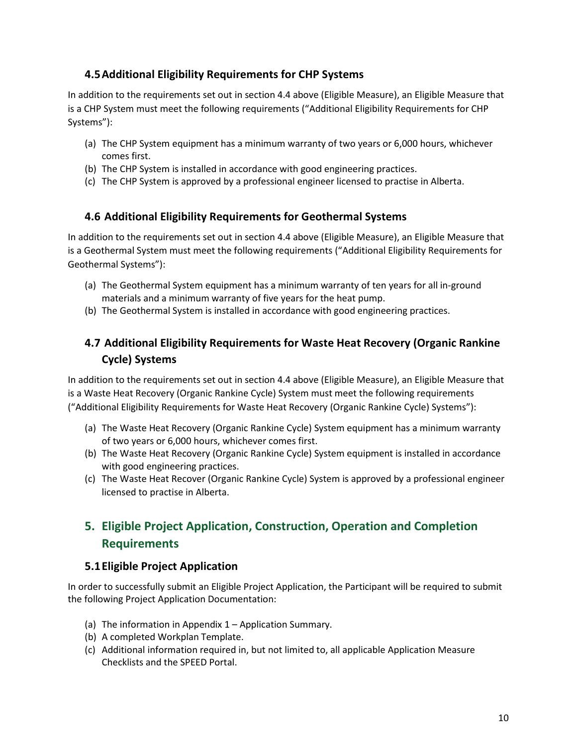### 4.5 Additional Eligibility Requirements for CHP Systems

In addition to the requirements set out in section 4.4 above (Eligible Measure), an Eligible Measure that is a CHP System must meet the following requirements ("Additional Eligibility Requirements for CHP Systems"):

(a) The CHP System equipment has a minimum warranty of two years or 6,000 hours, whichever comes first.
(b) The CHP System is installed in accordance with good engineering practices.
(c) The CHP System is approved by a professional engineer licensed to practise in Alberta.

### 4.6 Additional Eligibility Requirements for Geothermal Systems

In addition to the requirements set out in section 4.4 above (Eligible Measure), an Eligible Measure that is a Geothermal System must meet the following requirements ("Additional Eligibility Requirements for Geothermal Systems"):

(a) The Geothermal System equipment has a minimum warranty of ten years for all in-ground materials and a minimum warranty of five years for the heat pump.
(b) The Geothermal System is installed in accordance with good engineering practices.

### 4.7 Additional Eligibility Requirements for Waste Heat Recovery (Organic Rankine Cycle) Systems

In addition to the requirements set out in section 4.4 above (Eligible Measure), an Eligible Measure that is a Waste Heat Recovery (Organic Rankine Cycle) System must meet the following requirements ("Additional Eligibility Requirements for Waste Heat Recovery (Organic Rankine Cycle) Systems"):

(a) The Waste Heat Recovery (Organic Rankine Cycle) System equipment has a minimum warranty of two years or 6,000 hours, whichever comes first.
(b) The Waste Heat Recovery (Organic Rankine Cycle) System equipment is installed in accordance with good engineering practices.
(c) The Waste Heat Recover (Organic Rankine Cycle) System is approved by a professional engineer licensed to practise in Alberta.

## 5. Eligible Project Application, Construction, Operation and Completion Requirements

### 5.1 Eligible Project Application

In order to successfully submit an Eligible Project Application, the Participant will be required to submit the following Project Application Documentation:

(a) The information in Appendix 1 – Application Summary.
(b) A completed Workplan Template.
(c) Additional information required in, but not limited to, all applicable Application Measure Checklists and the SPEED Portal.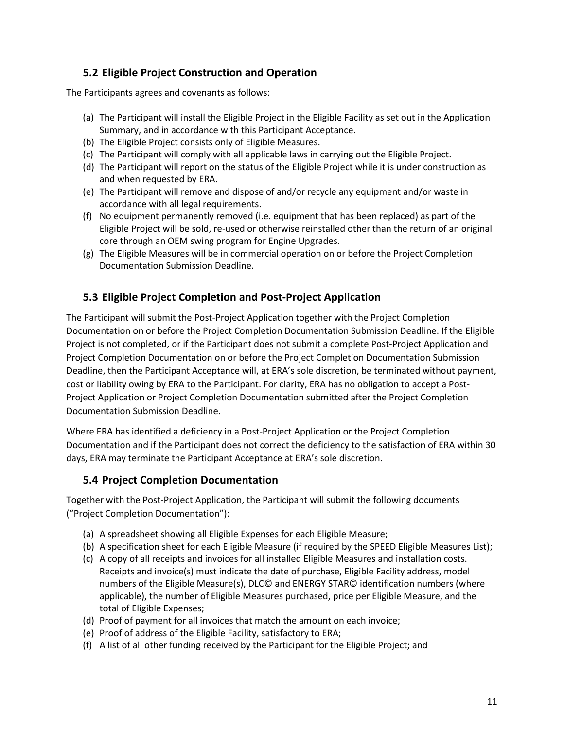## 5.2 Eligible Project Construction and Operation

The Participants agrees and covenants as follows:

(a) The Participant will install the Eligible Project in the Eligible Facility as set out in the Application Summary, and in accordance with this Participant Acceptance.
(b) The Eligible Project consists only of Eligible Measures.
(c) The Participant will comply with all applicable laws in carrying out the Eligible Project.
(d) The Participant will report on the status of the Eligible Project while it is under construction as and when requested by ERA.
(e) The Participant will remove and dispose of and/or recycle any equipment and/or waste in accordance with all legal requirements.
(f) No equipment permanently removed (i.e. equipment that has been replaced) as part of the Eligible Project will be sold, re-used or otherwise reinstalled other than the return of an original core through an OEM swing program for Engine Upgrades.
(g) The Eligible Measures will be in commercial operation on or before the Project Completion Documentation Submission Deadline.

## 5.3 Eligible Project Completion and Post-Project Application

The Participant will submit the Post-Project Application together with the Project Completion Documentation on or before the Project Completion Documentation Submission Deadline. If the Eligible Project is not completed, or if the Participant does not submit a complete Post-Project Application and Project Completion Documentation on or before the Project Completion Documentation Submission Deadline, then the Participant Acceptance will, at ERA's sole discretion, be terminated without payment, cost or liability owing by ERA to the Participant. For clarity, ERA has no obligation to accept a Post-Project Application or Project Completion Documentation submitted after the Project Completion Documentation Submission Deadline.

Where ERA has identified a deficiency in a Post-Project Application or the Project Completion Documentation and if the Participant does not correct the deficiency to the satisfaction of ERA within 30 days, ERA may terminate the Participant Acceptance at ERA's sole discretion.

## 5.4 Project Completion Documentation

Together with the Post-Project Application, the Participant will submit the following documents ("Project Completion Documentation"):

(a) A spreadsheet showing all Eligible Expenses for each Eligible Measure;
(b) A specification sheet for each Eligible Measure (if required by the SPEED Eligible Measures List);
(c) A copy of all receipts and invoices for all installed Eligible Measures and installation costs. Receipts and invoice(s) must indicate the date of purchase, Eligible Facility address, model numbers of the Eligible Measure(s), DLC© and ENERGY STAR© identification numbers (where applicable), the number of Eligible Measures purchased, price per Eligible Measure, and the total of Eligible Expenses;
(d) Proof of payment for all invoices that match the amount on each invoice;
(e) Proof of address of the Eligible Facility, satisfactory to ERA;
(f) A list of all other funding received by the Participant for the Eligible Project; and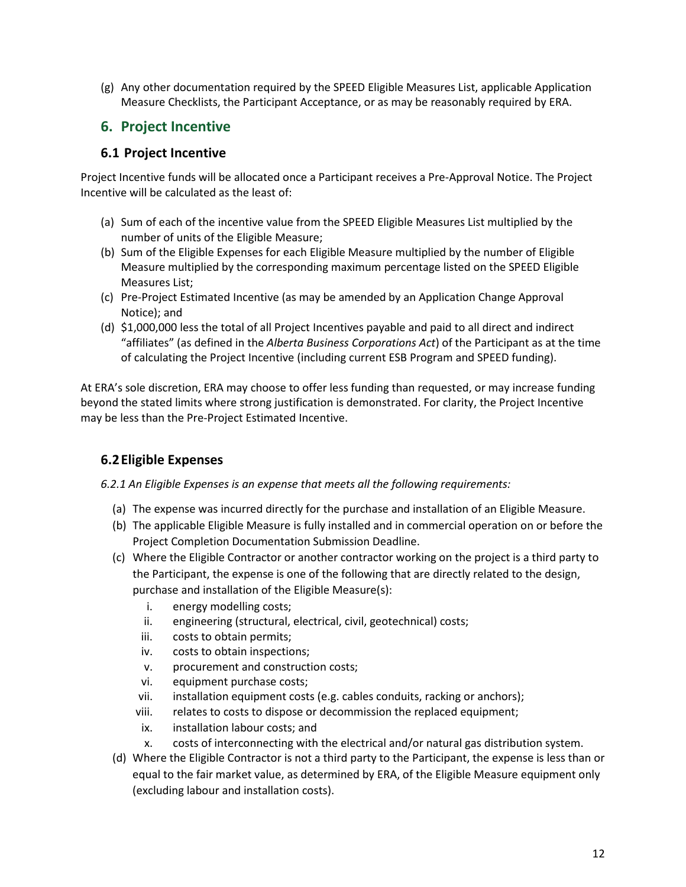(g) Any other documentation required by the SPEED Eligible Measures List, applicable Application Measure Checklists, the Participant Acceptance, or as may be reasonably required by ERA.

## 6. Project Incentive

### 6.1 Project Incentive

Project Incentive funds will be allocated once a Participant receives a Pre-Approval Notice. The Project Incentive will be calculated as the least of:

(a) Sum of each of the incentive value from the SPEED Eligible Measures List multiplied by the number of units of the Eligible Measure;

(b) Sum of the Eligible Expenses for each Eligible Measure multiplied by the number of Eligible Measure multiplied by the corresponding maximum percentage listed on the SPEED Eligible Measures List;

(c) Pre-Project Estimated Incentive (as may be amended by an Application Change Approval Notice); and

(d) $1,000,000 less the total of all Project Incentives payable and paid to all direct and indirect "affiliates" (as defined in the *Alberta Business Corporations Act*) of the Participant as at the time of calculating the Project Incentive (including current ESB Program and SPEED funding).

At ERA's sole discretion, ERA may choose to offer less funding than requested, or may increase funding beyond the stated limits where strong justification is demonstrated. For clarity, the Project Incentive may be less than the Pre-Project Estimated Incentive.

### 6.2 Eligible Expenses

*6.2.1 An Eligible Expenses is an expense that meets all the following requirements:*

(a) The expense was incurred directly for the purchase and installation of an Eligible Measure.

(b) The applicable Eligible Measure is fully installed and in commercial operation on or before the Project Completion Documentation Submission Deadline.

(c) Where the Eligible Contractor or another contractor working on the project is a third party to the Participant, the expense is one of the following that are directly related to the design, purchase and installation of the Eligible Measure(s):

   i. energy modelling costs;
   ii. engineering (structural, electrical, civil, geotechnical) costs;
   iii. costs to obtain permits;
   iv. costs to obtain inspections;
   v. procurement and construction costs;
   vi. equipment purchase costs;
   vii. installation equipment costs (e.g. cables conduits, racking or anchors);
   viii. relates to costs to dispose or decommission the replaced equipment;
   ix. installation labour costs; and
   x. costs of interconnecting with the electrical and/or natural gas distribution system.

(d) Where the Eligible Contractor is not a third party to the Participant, the expense is less than or equal to the fair market value, as determined by ERA, of the Eligible Measure equipment only (excluding labour and installation costs).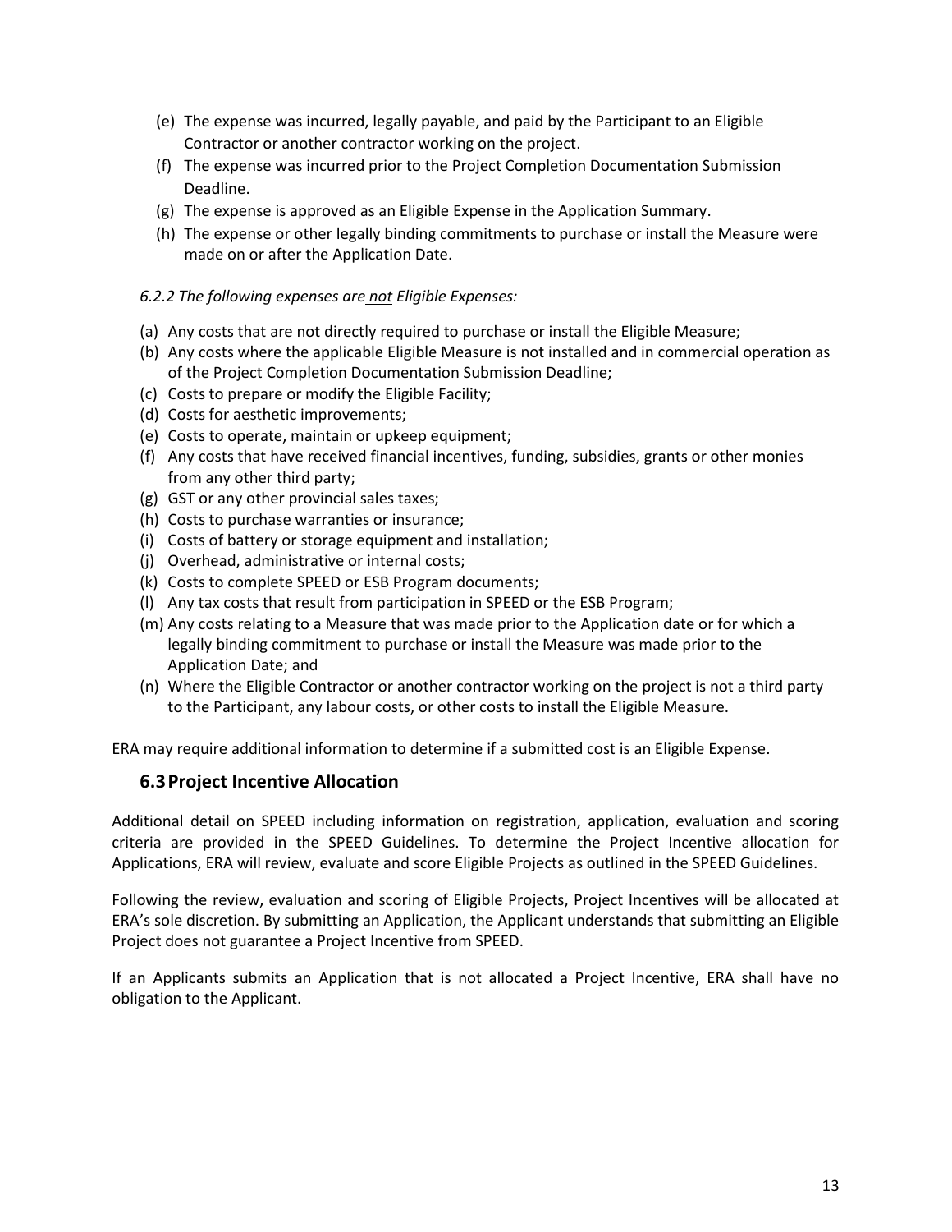(e) The expense was incurred, legally payable, and paid by the Participant to an Eligible Contractor or another contractor working on the project.
(f) The expense was incurred prior to the Project Completion Documentation Submission Deadline.
(g) The expense is approved as an Eligible Expense in the Application Summary.
(h) The expense or other legally binding commitments to purchase or install the Measure were made on or after the Application Date.

*6.2.2 The following expenses are not Eligible Expenses:*

(a) Any costs that are not directly required to purchase or install the Eligible Measure;
(b) Any costs where the applicable Eligible Measure is not installed and in commercial operation as of the Project Completion Documentation Submission Deadline;
(c) Costs to prepare or modify the Eligible Facility;
(d) Costs for aesthetic improvements;
(e) Costs to operate, maintain or upkeep equipment;
(f) Any costs that have received financial incentives, funding, subsidies, grants or other monies from any other third party;
(g) GST or any other provincial sales taxes;
(h) Costs to purchase warranties or insurance;
(i) Costs of battery or storage equipment and installation;
(j) Overhead, administrative or internal costs;
(k) Costs to complete SPEED or ESB Program documents;
(l) Any tax costs that result from participation in SPEED or the ESB Program;
(m) Any costs relating to a Measure that was made prior to the Application date or for which a legally binding commitment to purchase or install the Measure was made prior to the Application Date; and
(n) Where the Eligible Contractor or another contractor working on the project is not a third party to the Participant, any labour costs, or other costs to install the Eligible Measure.

ERA may require additional information to determine if a submitted cost is an Eligible Expense.

## 6.3 Project Incentive Allocation

Additional detail on SPEED including information on registration, application, evaluation and scoring criteria are provided in the SPEED Guidelines. To determine the Project Incentive allocation for Applications, ERA will review, evaluate and score Eligible Projects as outlined in the SPEED Guidelines.

Following the review, evaluation and scoring of Eligible Projects, Project Incentives will be allocated at ERA's sole discretion. By submitting an Application, the Applicant understands that submitting an Eligible Project does not guarantee a Project Incentive from SPEED.

If an Applicants submits an Application that is not allocated a Project Incentive, ERA shall have no obligation to the Applicant.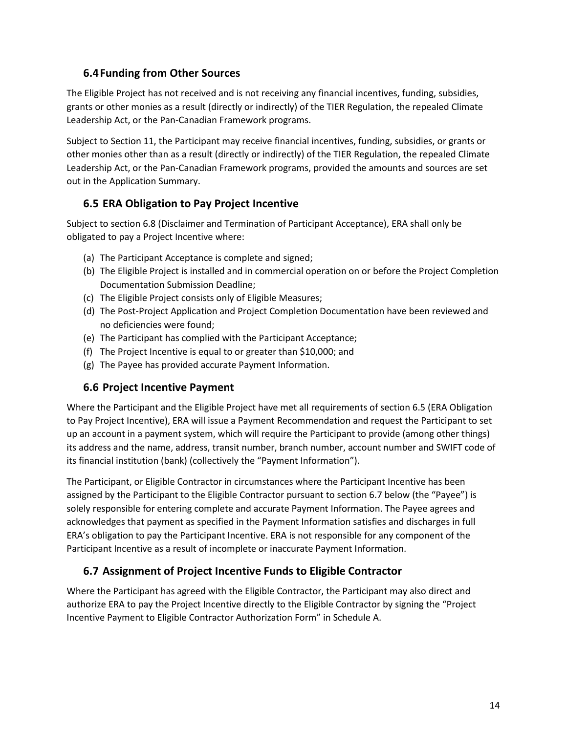## 6.4 Funding from Other Sources

The Eligible Project has not received and is not receiving any financial incentives, funding, subsidies, grants or other monies as a result (directly or indirectly) of the TIER Regulation, the repealed Climate Leadership Act, or the Pan-Canadian Framework programs.

Subject to Section 11, the Participant may receive financial incentives, funding, subsidies, or grants or other monies other than as a result (directly or indirectly) of the TIER Regulation, the repealed Climate Leadership Act, or the Pan-Canadian Framework programs, provided the amounts and sources are set out in the Application Summary.

## 6.5 ERA Obligation to Pay Project Incentive

Subject to section 6.8 (Disclaimer and Termination of Participant Acceptance), ERA shall only be obligated to pay a Project Incentive where:

(a) The Participant Acceptance is complete and signed;
(b) The Eligible Project is installed and in commercial operation on or before the Project Completion Documentation Submission Deadline;
(c) The Eligible Project consists only of Eligible Measures;
(d) The Post-Project Application and Project Completion Documentation have been reviewed and no deficiencies were found;
(e) The Participant has complied with the Participant Acceptance;
(f) The Project Incentive is equal to or greater than $10,000; and
(g) The Payee has provided accurate Payment Information.

## 6.6 Project Incentive Payment

Where the Participant and the Eligible Project have met all requirements of section 6.5 (ERA Obligation to Pay Project Incentive), ERA will issue a Payment Recommendation and request the Participant to set up an account in a payment system, which will require the Participant to provide (among other things) its address and the name, address, transit number, branch number, account number and SWIFT code of its financial institution (bank) (collectively the "Payment Information").

The Participant, or Eligible Contractor in circumstances where the Participant Incentive has been assigned by the Participant to the Eligible Contractor pursuant to section 6.7 below (the "Payee") is solely responsible for entering complete and accurate Payment Information. The Payee agrees and acknowledges that payment as specified in the Payment Information satisfies and discharges in full ERA's obligation to pay the Participant Incentive. ERA is not responsible for any component of the Participant Incentive as a result of incomplete or inaccurate Payment Information.

## 6.7 Assignment of Project Incentive Funds to Eligible Contractor

Where the Participant has agreed with the Eligible Contractor, the Participant may also direct and authorize ERA to pay the Project Incentive directly to the Eligible Contractor by signing the "Project Incentive Payment to Eligible Contractor Authorization Form" in Schedule A.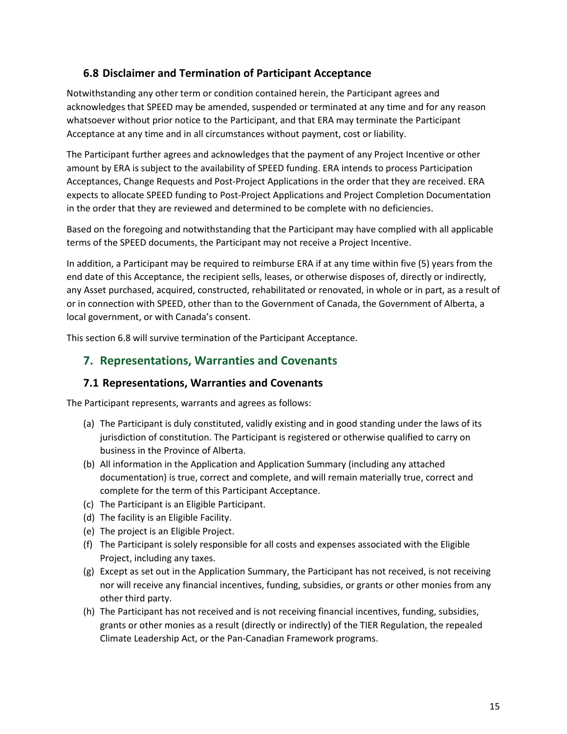### 6.8 Disclaimer and Termination of Participant Acceptance

Notwithstanding any other term or condition contained herein, the Participant agrees and acknowledges that SPEED may be amended, suspended or terminated at any time and for any reason whatsoever without prior notice to the Participant, and that ERA may terminate the Participant Acceptance at any time and in all circumstances without payment, cost or liability.

The Participant further agrees and acknowledges that the payment of any Project Incentive or other amount by ERA is subject to the availability of SPEED funding. ERA intends to process Participation Acceptances, Change Requests and Post-Project Applications in the order that they are received. ERA expects to allocate SPEED funding to Post-Project Applications and Project Completion Documentation in the order that they are reviewed and determined to be complete with no deficiencies.

Based on the foregoing and notwithstanding that the Participant may have complied with all applicable terms of the SPEED documents, the Participant may not receive a Project Incentive.

In addition, a Participant may be required to reimburse ERA if at any time within five (5) years from the end date of this Acceptance, the recipient sells, leases, or otherwise disposes of, directly or indirectly, any Asset purchased, acquired, constructed, rehabilitated or renovated, in whole or in part, as a result of or in connection with SPEED, other than to the Government of Canada, the Government of Alberta, a local government, or with Canada's consent.

This section 6.8 will survive termination of the Participant Acceptance.

## 7. Representations, Warranties and Covenants

### 7.1 Representations, Warranties and Covenants

The Participant represents, warrants and agrees as follows:

(a) The Participant is duly constituted, validly existing and in good standing under the laws of its jurisdiction of constitution. The Participant is registered or otherwise qualified to carry on business in the Province of Alberta.

(b) All information in the Application and Application Summary (including any attached documentation) is true, correct and complete, and will remain materially true, correct and complete for the term of this Participant Acceptance.

(c) The Participant is an Eligible Participant.

(d) The facility is an Eligible Facility.

(e) The project is an Eligible Project.

(f) The Participant is solely responsible for all costs and expenses associated with the Eligible Project, including any taxes.

(g) Except as set out in the Application Summary, the Participant has not received, is not receiving nor will receive any financial incentives, funding, subsidies, or grants or other monies from any other third party.

(h) The Participant has not received and is not receiving financial incentives, funding, subsidies, grants or other monies as a result (directly or indirectly) of the TIER Regulation, the repealed Climate Leadership Act, or the Pan-Canadian Framework programs.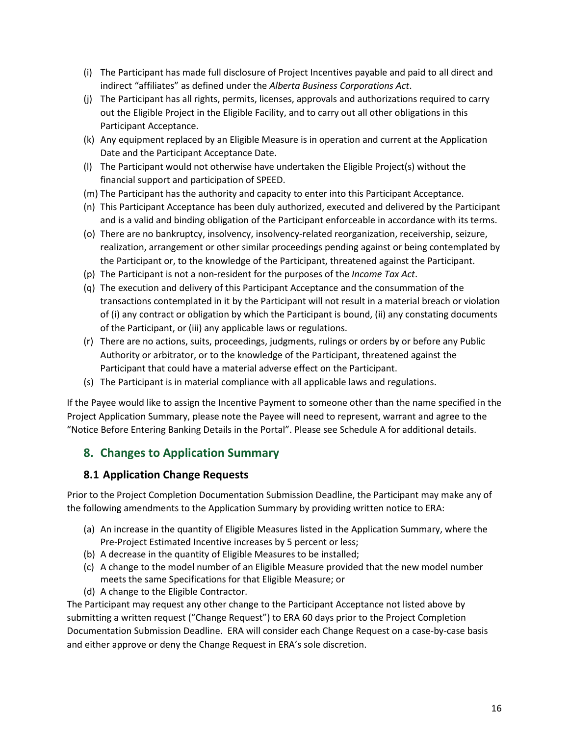(i) The Participant has made full disclosure of Project Incentives payable and paid to all direct and indirect “affiliates” as defined under the *Alberta Business Corporations Act*.

(j) The Participant has all rights, permits, licenses, approvals and authorizations required to carry out the Eligible Project in the Eligible Facility, and to carry out all other obligations in this Participant Acceptance.

(k) Any equipment replaced by an Eligible Measure is in operation and current at the Application Date and the Participant Acceptance Date.

(l) The Participant would not otherwise have undertaken the Eligible Project(s) without the financial support and participation of SPEED.

(m) The Participant has the authority and capacity to enter into this Participant Acceptance.

(n) This Participant Acceptance has been duly authorized, executed and delivered by the Participant and is a valid and binding obligation of the Participant enforceable in accordance with its terms.

(o) There are no bankruptcy, insolvency, insolvency-related reorganization, receivership, seizure, realization, arrangement or other similar proceedings pending against or being contemplated by the Participant or, to the knowledge of the Participant, threatened against the Participant.

(p) The Participant is not a non-resident for the purposes of the *Income Tax Act*.

(q) The execution and delivery of this Participant Acceptance and the consummation of the transactions contemplated in it by the Participant will not result in a material breach or violation of (i) any contract or obligation by which the Participant is bound, (ii) any constating documents of the Participant, or (iii) any applicable laws or regulations.

(r) There are no actions, suits, proceedings, judgments, rulings or orders by or before any Public Authority or arbitrator, or to the knowledge of the Participant, threatened against the Participant that could have a material adverse effect on the Participant.

(s) The Participant is in material compliance with all applicable laws and regulations.

If the Payee would like to assign the Incentive Payment to someone other than the name specified in the Project Application Summary, please note the Payee will need to represent, warrant and agree to the “Notice Before Entering Banking Details in the Portal”. Please see Schedule A for additional details.

## 8. Changes to Application Summary

### 8.1 Application Change Requests

Prior to the Project Completion Documentation Submission Deadline, the Participant may make any of the following amendments to the Application Summary by providing written notice to ERA:

(a) An increase in the quantity of Eligible Measures listed in the Application Summary, where the Pre-Project Estimated Incentive increases by 5 percent or less;

(b) A decrease in the quantity of Eligible Measures to be installed;

(c) A change to the model number of an Eligible Measure provided that the new model number meets the same Specifications for that Eligible Measure; or

(d) A change to the Eligible Contractor.

The Participant may request any other change to the Participant Acceptance not listed above by submitting a written request (“Change Request”) to ERA 60 days prior to the Project Completion Documentation Submission Deadline. ERA will consider each Change Request on a case-by-case basis and either approve or deny the Change Request in ERA’s sole discretion.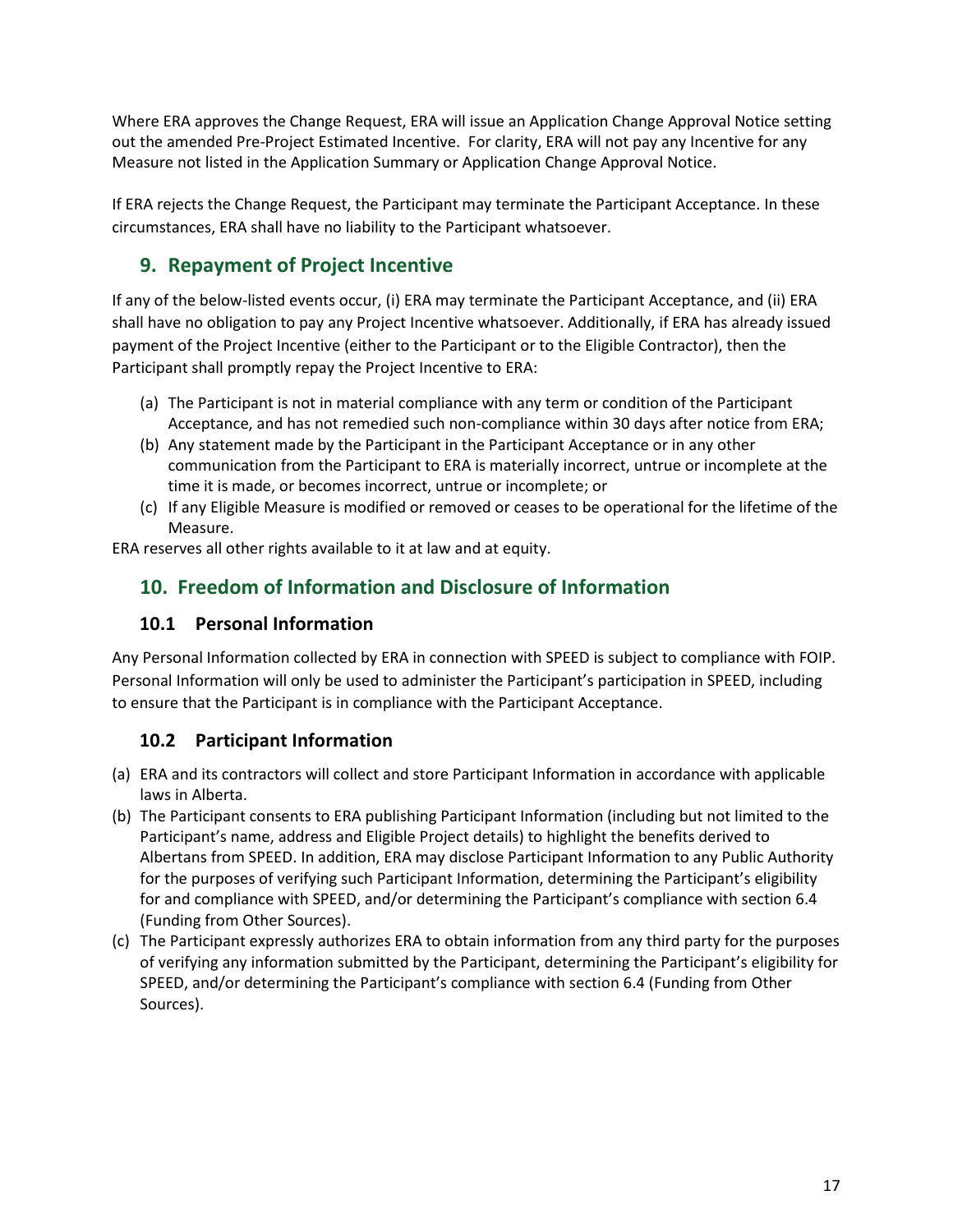Where ERA approves the Change Request, ERA will issue an Application Change Approval Notice setting out the amended Pre-Project Estimated Incentive. For clarity, ERA will not pay any Incentive for any Measure not listed in the Application Summary or Application Change Approval Notice.

If ERA rejects the Change Request, the Participant may terminate the Participant Acceptance. In these circumstances, ERA shall have no liability to the Participant whatsoever.

## 9. Repayment of Project Incentive

If any of the below-listed events occur, (i) ERA may terminate the Participant Acceptance, and (ii) ERA shall have no obligation to pay any Project Incentive whatsoever. Additionally, if ERA has already issued payment of the Project Incentive (either to the Participant or to the Eligible Contractor), then the Participant shall promptly repay the Project Incentive to ERA:

(a) The Participant is not in material compliance with any term or condition of the Participant Acceptance, and has not remedied such non-compliance within 30 days after notice from ERA;
(b) Any statement made by the Participant in the Participant Acceptance or in any other communication from the Participant to ERA is materially incorrect, untrue or incomplete at the time it is made, or becomes incorrect, untrue or incomplete; or
(c) If any Eligible Measure is modified or removed or ceases to be operational for the lifetime of the Measure.

ERA reserves all other rights available to it at law and at equity.

## 10. Freedom of Information and Disclosure of Information

### 10.1 Personal Information

Any Personal Information collected by ERA in connection with SPEED is subject to compliance with FOIP. Personal Information will only be used to administer the Participant's participation in SPEED, including to ensure that the Participant is in compliance with the Participant Acceptance.

### 10.2 Participant Information

(a) ERA and its contractors will collect and store Participant Information in accordance with applicable laws in Alberta.
(b) The Participant consents to ERA publishing Participant Information (including but not limited to the Participant's name, address and Eligible Project details) to highlight the benefits derived to Albertans from SPEED. In addition, ERA may disclose Participant Information to any Public Authority for the purposes of verifying such Participant Information, determining the Participant's eligibility for and compliance with SPEED, and/or determining the Participant's compliance with section 6.4 (Funding from Other Sources).
(c) The Participant expressly authorizes ERA to obtain information from any third party for the purposes of verifying any information submitted by the Participant, determining the Participant's eligibility for SPEED, and/or determining the Participant's compliance with section 6.4 (Funding from Other Sources).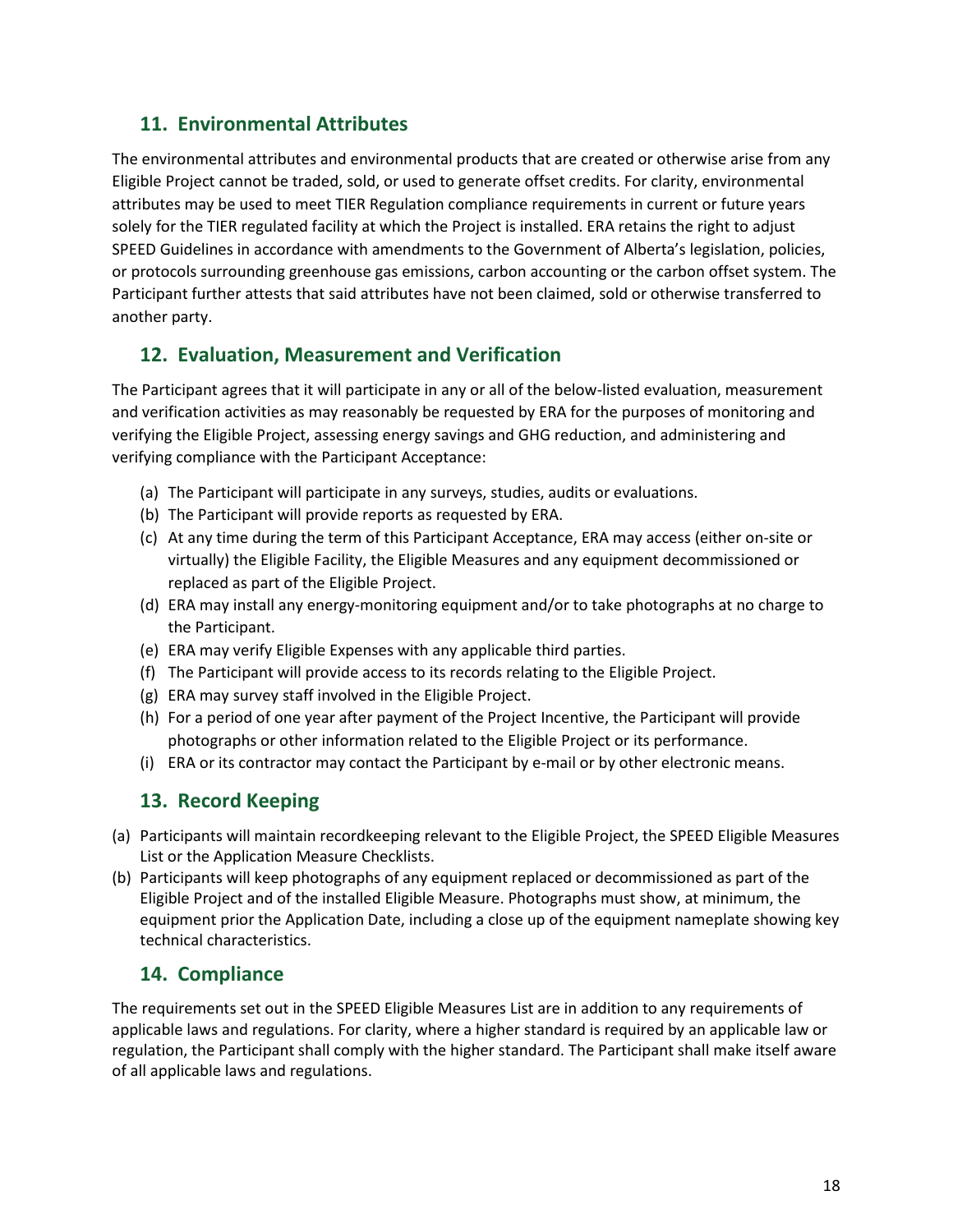## 11. Environmental Attributes

The environmental attributes and environmental products that are created or otherwise arise from any Eligible Project cannot be traded, sold, or used to generate offset credits. For clarity, environmental attributes may be used to meet TIER Regulation compliance requirements in current or future years solely for the TIER regulated facility at which the Project is installed. ERA retains the right to adjust SPEED Guidelines in accordance with amendments to the Government of Alberta's legislation, policies, or protocols surrounding greenhouse gas emissions, carbon accounting or the carbon offset system. The Participant further attests that said attributes have not been claimed, sold or otherwise transferred to another party.

## 12. Evaluation, Measurement and Verification

The Participant agrees that it will participate in any or all of the below-listed evaluation, measurement and verification activities as may reasonably be requested by ERA for the purposes of monitoring and verifying the Eligible Project, assessing energy savings and GHG reduction, and administering and verifying compliance with the Participant Acceptance:

(a) The Participant will participate in any surveys, studies, audits or evaluations.
(b) The Participant will provide reports as requested by ERA.
(c) At any time during the term of this Participant Acceptance, ERA may access (either on-site or virtually) the Eligible Facility, the Eligible Measures and any equipment decommissioned or replaced as part of the Eligible Project.
(d) ERA may install any energy-monitoring equipment and/or to take photographs at no charge to the Participant.
(e) ERA may verify Eligible Expenses with any applicable third parties.
(f) The Participant will provide access to its records relating to the Eligible Project.
(g) ERA may survey staff involved in the Eligible Project.
(h) For a period of one year after payment of the Project Incentive, the Participant will provide photographs or other information related to the Eligible Project or its performance.
(i) ERA or its contractor may contact the Participant by e-mail or by other electronic means.

## 13. Record Keeping

(a) Participants will maintain recordkeeping relevant to the Eligible Project, the SPEED Eligible Measures List or the Application Measure Checklists.
(b) Participants will keep photographs of any equipment replaced or decommissioned as part of the Eligible Project and of the installed Eligible Measure. Photographs must show, at minimum, the equipment prior the Application Date, including a close up of the equipment nameplate showing key technical characteristics.

## 14. Compliance

The requirements set out in the SPEED Eligible Measures List are in addition to any requirements of applicable laws and regulations. For clarity, where a higher standard is required by an applicable law or regulation, the Participant shall comply with the higher standard. The Participant shall make itself aware of all applicable laws and regulations.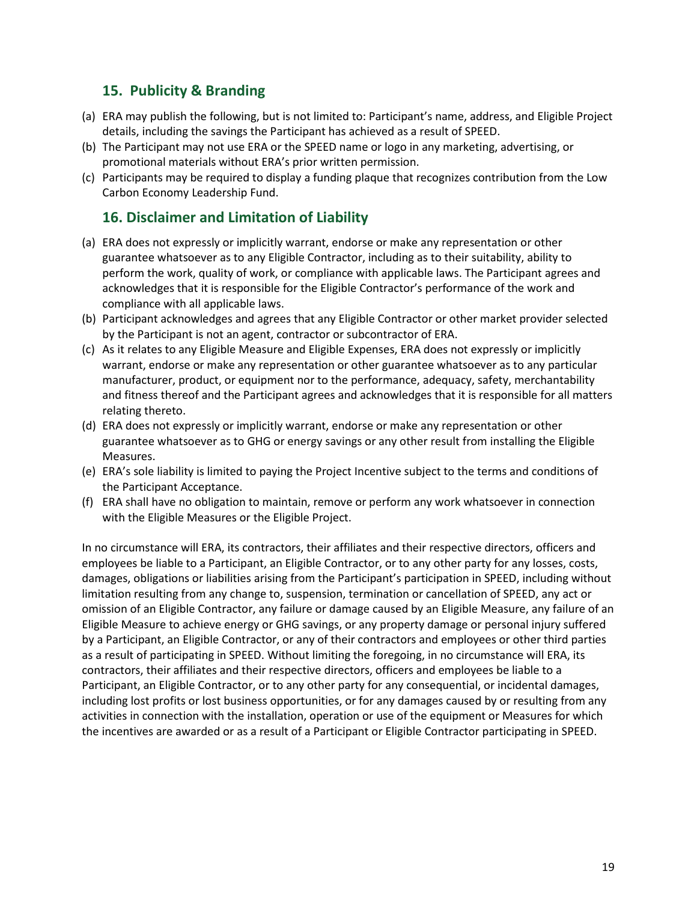## 15. Publicity & Branding

(a) ERA may publish the following, but is not limited to: Participant's name, address, and Eligible Project details, including the savings the Participant has achieved as a result of SPEED.
(b) The Participant may not use ERA or the SPEED name or logo in any marketing, advertising, or promotional materials without ERA's prior written permission.
(c) Participants may be required to display a funding plaque that recognizes contribution from the Low Carbon Economy Leadership Fund.

## 16. Disclaimer and Limitation of Liability

(a) ERA does not expressly or implicitly warrant, endorse or make any representation or other guarantee whatsoever as to any Eligible Contractor, including as to their suitability, ability to perform the work, quality of work, or compliance with applicable laws. The Participant agrees and acknowledges that it is responsible for the Eligible Contractor's performance of the work and compliance with all applicable laws.
(b) Participant acknowledges and agrees that any Eligible Contractor or other market provider selected by the Participant is not an agent, contractor or subcontractor of ERA.
(c) As it relates to any Eligible Measure and Eligible Expenses, ERA does not expressly or implicitly warrant, endorse or make any representation or other guarantee whatsoever as to any particular manufacturer, product, or equipment nor to the performance, adequacy, safety, merchantability and fitness thereof and the Participant agrees and acknowledges that it is responsible for all matters relating thereto.
(d) ERA does not expressly or implicitly warrant, endorse or make any representation or other guarantee whatsoever as to GHG or energy savings or any other result from installing the Eligible Measures.
(e) ERA's sole liability is limited to paying the Project Incentive subject to the terms and conditions of the Participant Acceptance.
(f) ERA shall have no obligation to maintain, remove or perform any work whatsoever in connection with the Eligible Measures or the Eligible Project.

In no circumstance will ERA, its contractors, their affiliates and their respective directors, officers and employees be liable to a Participant, an Eligible Contractor, or to any other party for any losses, costs, damages, obligations or liabilities arising from the Participant's participation in SPEED, including without limitation resulting from any change to, suspension, termination or cancellation of SPEED, any act or omission of an Eligible Contractor, any failure or damage caused by an Eligible Measure, any failure of an Eligible Measure to achieve energy or GHG savings, or any property damage or personal injury suffered by a Participant, an Eligible Contractor, or any of their contractors and employees or other third parties as a result of participating in SPEED. Without limiting the foregoing, in no circumstance will ERA, its contractors, their affiliates and their respective directors, officers and employees be liable to a Participant, an Eligible Contractor, or to any other party for any consequential, or incidental damages, including lost profits or lost business opportunities, or for any damages caused by or resulting from any activities in connection with the installation, operation or use of the equipment or Measures for which the incentives are awarded or as a result of a Participant or Eligible Contractor participating in SPEED.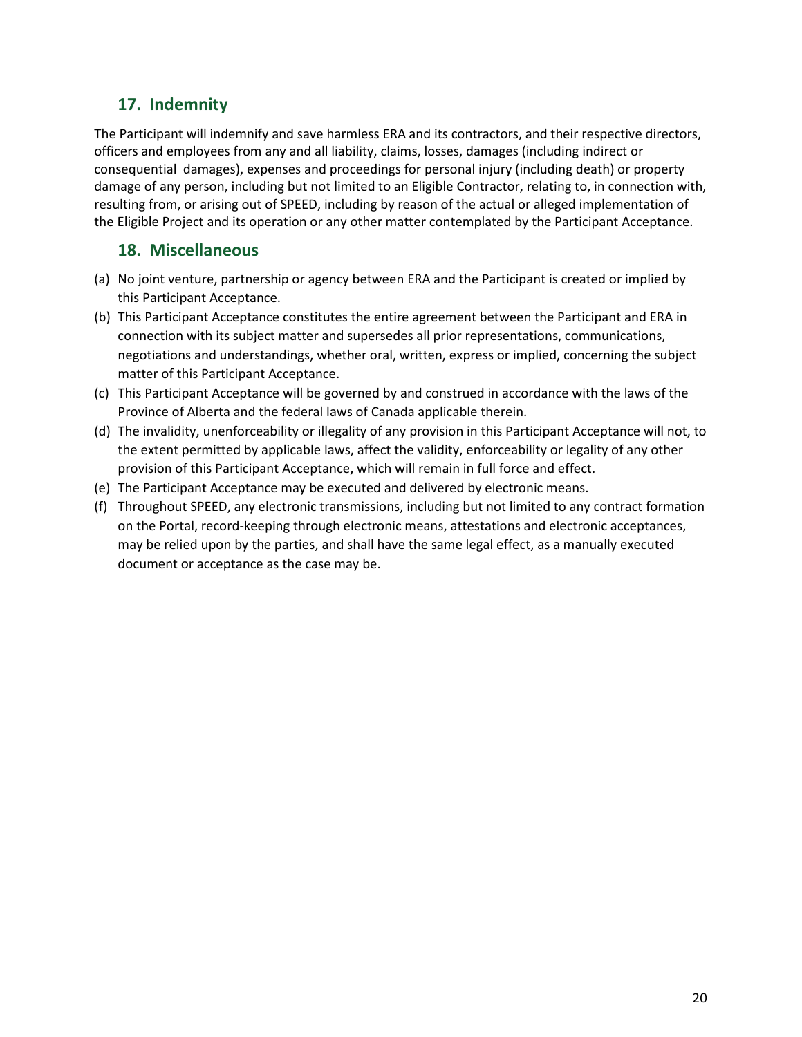## 17. Indemnity

The Participant will indemnify and save harmless ERA and its contractors, and their respective directors, officers and employees from any and all liability, claims, losses, damages (including indirect or consequential damages), expenses and proceedings for personal injury (including death) or property damage of any person, including but not limited to an Eligible Contractor, relating to, in connection with, resulting from, or arising out of SPEED, including by reason of the actual or alleged implementation of the Eligible Project and its operation or any other matter contemplated by the Participant Acceptance.

## 18. Miscellaneous

(a) No joint venture, partnership or agency between ERA and the Participant is created or implied by this Participant Acceptance.

(b) This Participant Acceptance constitutes the entire agreement between the Participant and ERA in connection with its subject matter and supersedes all prior representations, communications, negotiations and understandings, whether oral, written, express or implied, concerning the subject matter of this Participant Acceptance.

(c) This Participant Acceptance will be governed by and construed in accordance with the laws of the Province of Alberta and the federal laws of Canada applicable therein.

(d) The invalidity, unenforceability or illegality of any provision in this Participant Acceptance will not, to the extent permitted by applicable laws, affect the validity, enforceability or legality of any other provision of this Participant Acceptance, which will remain in full force and effect.

(e) The Participant Acceptance may be executed and delivered by electronic means.

(f) Throughout SPEED, any electronic transmissions, including but not limited to any contract formation on the Portal, record-keeping through electronic means, attestations and electronic acceptances, may be relied upon by the parties, and shall have the same legal effect, as a manually executed document or acceptance as the case may be.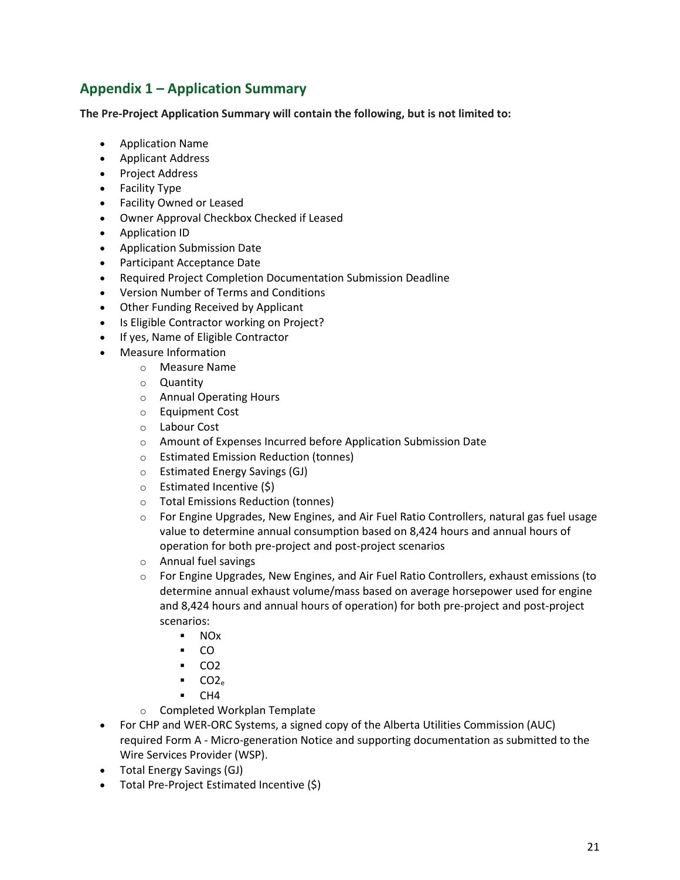## Appendix 1 – Application Summary

**The Pre-Project Application Summary will contain the following, but is not limited to:**

- Application Name
- Applicant Address
- Project Address
- Facility Type
- Facility Owned or Leased
- Owner Approval Checkbox Checked if Leased
- Application ID
- Application Submission Date
- Participant Acceptance Date
- Required Project Completion Documentation Submission Deadline
- Version Number of Terms and Conditions
- Other Funding Received by Applicant
- Is Eligible Contractor working on Project?
- If yes, Name of Eligible Contractor
- Measure Information
    - Measure Name
    - Quantity
    - Annual Operating Hours
    - Equipment Cost
    - Labour Cost
    - Amount of Expenses Incurred before Application Submission Date
    - Estimated Emission Reduction (tonnes)
    - Estimated Energy Savings (GJ)
    - Estimated Incentive ($)
    - Total Emissions Reduction (tonnes)
    - For Engine Upgrades, New Engines, and Air Fuel Ratio Controllers, natural gas fuel usage value to determine annual consumption based on 8,424 hours and annual hours of operation for both pre-project and post-project scenarios
    - Annual fuel savings
    - For Engine Upgrades, New Engines, and Air Fuel Ratio Controllers, exhaust emissions (to determine annual exhaust volume/mass based on average horsepower used for engine and 8,424 hours and annual hours of operation) for both pre-project and post-project scenarios:
        - $NO_x$
        - CO
        - $CO_2$
        - $CO_{2e}$
        - $CH_4$
    - Completed Workplan Template
- For CHP and WER-ORC Systems, a signed copy of the Alberta Utilities Commission (AUC) required Form A - Micro-generation Notice and supporting documentation as submitted to the Wire Services Provider (WSP).
- Total Energy Savings (GJ)
- Total Pre-Project Estimated Incentive ($)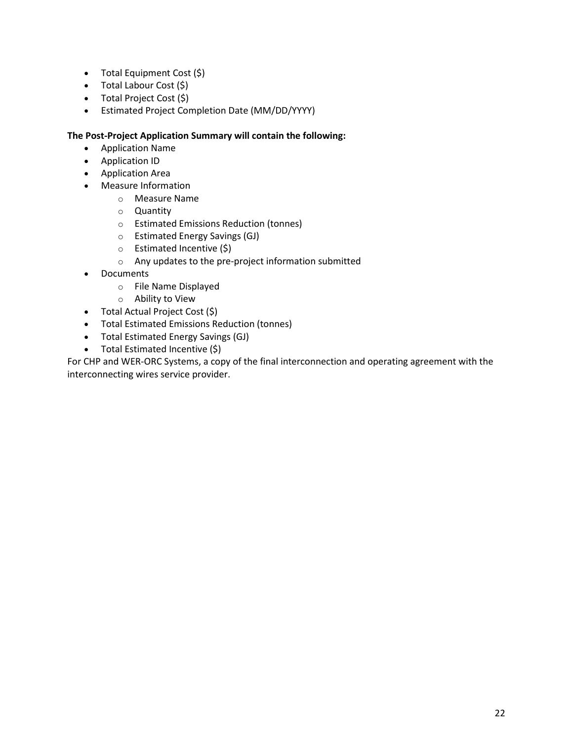- Total Equipment Cost ($)
- Total Labour Cost ($)
- Total Project Cost ($)
- Estimated Project Completion Date (MM/DD/YYYY)

**The Post-Project Application Summary will contain the following:**

- Application Name
- Application ID
- Application Area
- Measure Information
  - Measure Name
  - Quantity
  - Estimated Emissions Reduction (tonnes)
  - Estimated Energy Savings (GJ)
  - Estimated Incentive ($)
  - Any updates to the pre-project information submitted
- Documents
  - File Name Displayed
  - Ability to View
- Total Actual Project Cost ($)
- Total Estimated Emissions Reduction (tonnes)
- Total Estimated Energy Savings (GJ)
- Total Estimated Incentive ($)

For CHP and WER-ORC Systems, a copy of the final interconnection and operating agreement with the interconnecting wires service provider.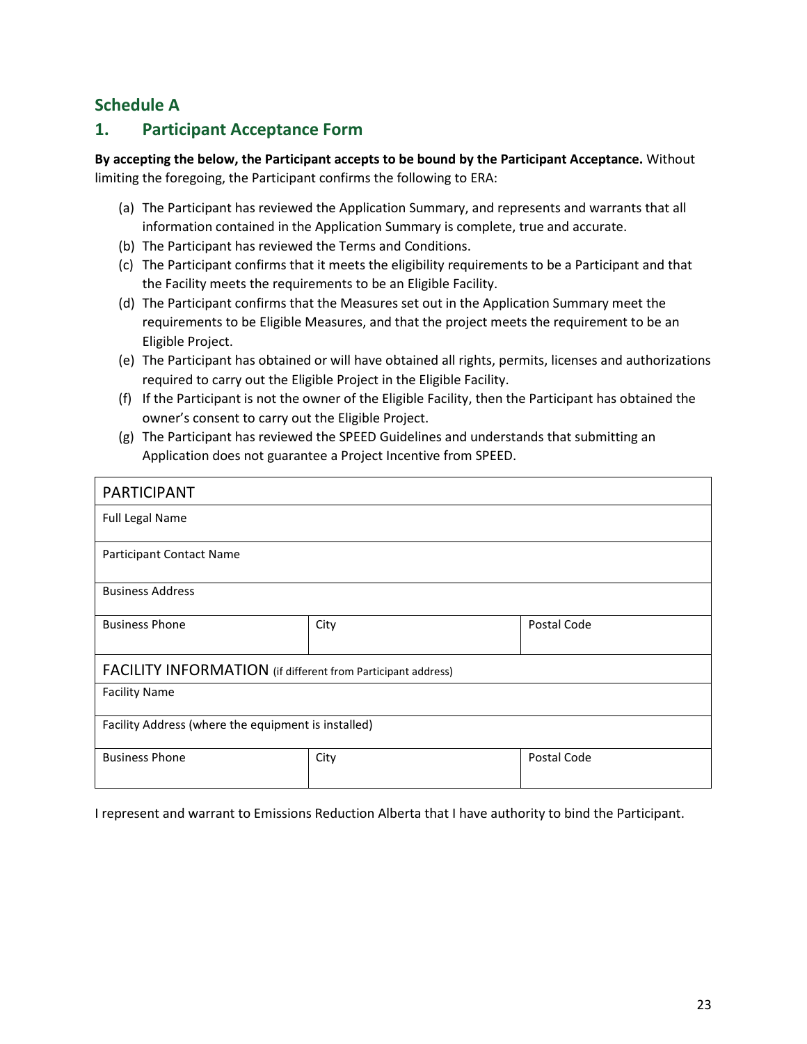## Schedule A

## 1. Participant Acceptance Form

**By accepting the below, the Participant accepts to be bound by the Participant Acceptance.** Without limiting the foregoing, the Participant confirms the following to ERA:

(a) The Participant has reviewed the Application Summary, and represents and warrants that all information contained in the Application Summary is complete, true and accurate.
(b) The Participant has reviewed the Terms and Conditions.
(c) The Participant confirms that it meets the eligibility requirements to be a Participant and that the Facility meets the requirements to be an Eligible Facility.
(d) The Participant confirms that the Measures set out in the Application Summary meet the requirements to be Eligible Measures, and that the project meets the requirement to be an Eligible Project.
(e) The Participant has obtained or will have obtained all rights, permits, licenses and authorizations required to carry out the Eligible Project in the Eligible Facility.
(f) If the Participant is not the owner of the Eligible Facility, then the Participant has obtained the owner's consent to carry out the Eligible Project.
(g) The Participant has reviewed the SPEED Guidelines and understands that submitting an Application does not guarantee a Project Incentive from SPEED.

| PARTICIPANT | | |
|---|---|---|
| Full Legal Name | | |
| Participant Contact Name | | |
| Business Address | | |
| Business Phone | City | Postal Code |
| FACILITY INFORMATION (if different from Participant address) | | |
| Facility Name | | |
| Facility Address (where the equipment is installed) | | |
| Business Phone | City | Postal Code |

I represent and warrant to Emissions Reduction Alberta that I have authority to bind the Participant.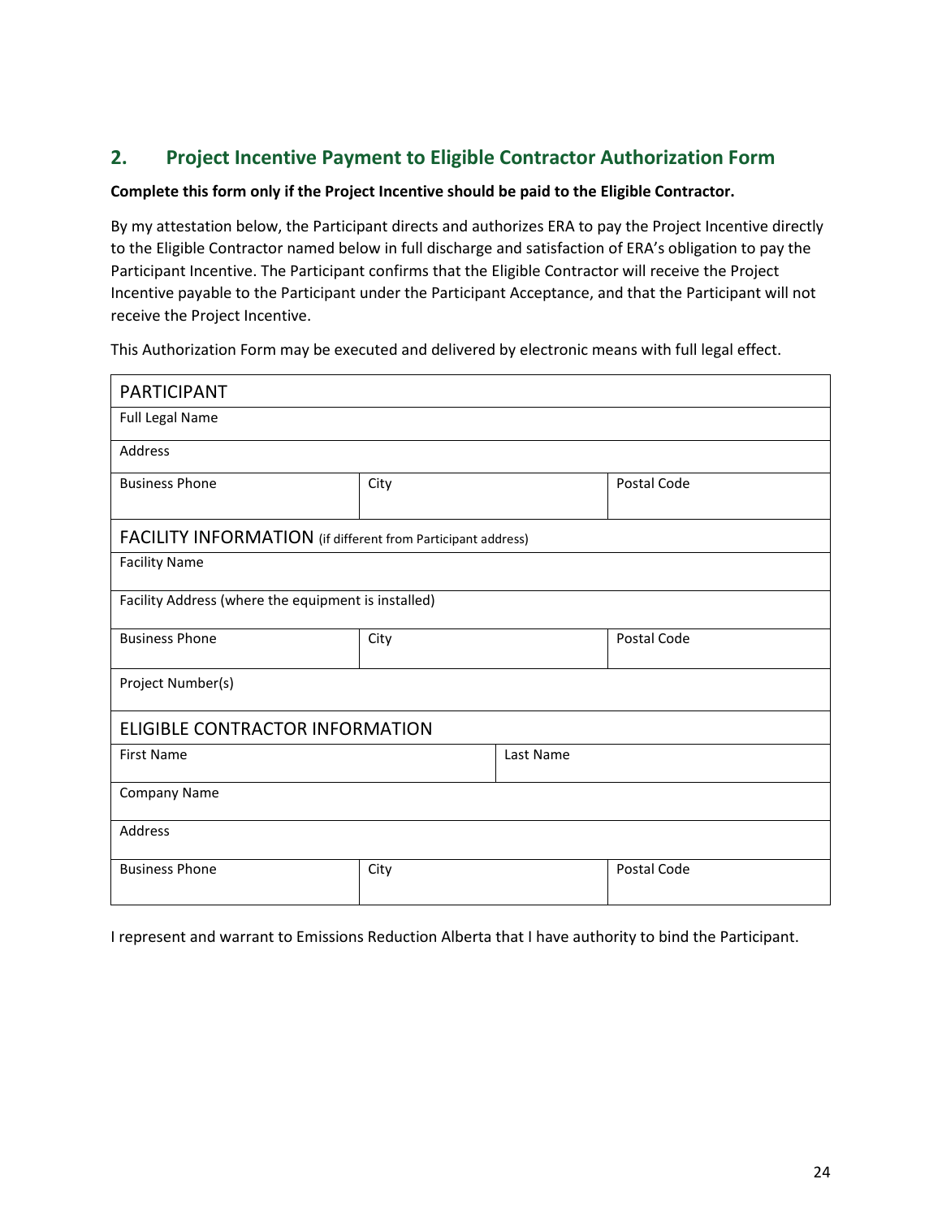## 2. Project Incentive Payment to Eligible Contractor Authorization Form

**Complete this form only if the Project Incentive should be paid to the Eligible Contractor.**

By my attestation below, the Participant directs and authorizes ERA to pay the Project Incentive directly to the Eligible Contractor named below in full discharge and satisfaction of ERA's obligation to pay the Participant Incentive. The Participant confirms that the Eligible Contractor will receive the Project Incentive payable to the Participant under the Participant Acceptance, and that the Participant will not receive the Project Incentive.

This Authorization Form may be executed and delivered by electronic means with full legal effect.

| PARTICIPANT | | |
|---|---|---|
| Full Legal Name | | |
| Address | | |
| Business Phone | City | Postal Code |
| FACILITY INFORMATION (if different from Participant address) | | |
| Facility Name | | |
| Facility Address (where the equipment is installed) | | |
| Business Phone | City | Postal Code |
| Project Number(s) | | |
| ELIGIBLE CONTRACTOR INFORMATION | | |
| First Name | Last Name | |
| Company Name | | |
| Address | | |
| Business Phone | City | Postal Code |

I represent and warrant to Emissions Reduction Alberta that I have authority to bind the Participant.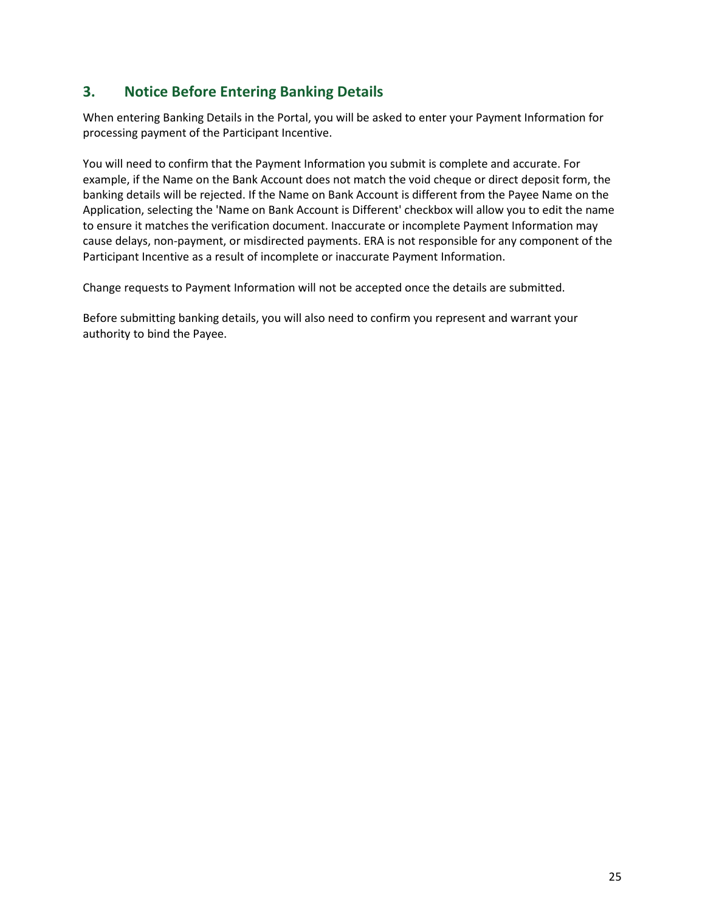## 3. Notice Before Entering Banking Details

When entering Banking Details in the Portal, you will be asked to enter your Payment Information for processing payment of the Participant Incentive.

You will need to confirm that the Payment Information you submit is complete and accurate. For example, if the Name on the Bank Account does not match the void cheque or direct deposit form, the banking details will be rejected. If the Name on Bank Account is different from the Payee Name on the Application, selecting the 'Name on Bank Account is Different' checkbox will allow you to edit the name to ensure it matches the verification document. Inaccurate or incomplete Payment Information may cause delays, non-payment, or misdirected payments. ERA is not responsible for any component of the Participant Incentive as a result of incomplete or inaccurate Payment Information.

Change requests to Payment Information will not be accepted once the details are submitted.

Before submitting banking details, you will also need to confirm you represent and warrant your authority to bind the Payee.